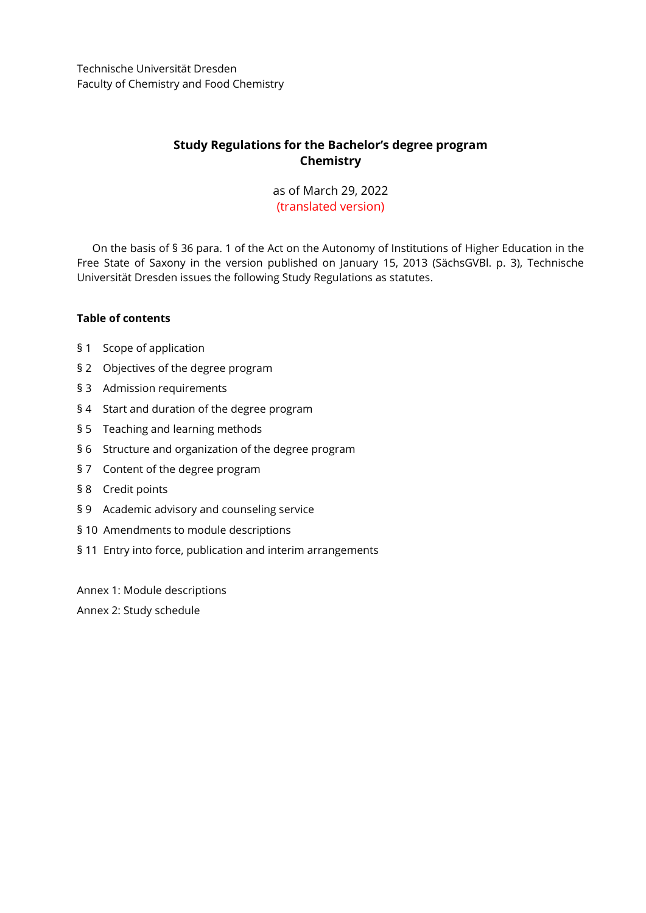Technische Universität Dresden
Faculty of Chemistry and Food Chemistry

# Study Regulations for the Bachelor's degree program Chemistry

as of March 29, 2022
(translated version)

On the basis of § 36 para. 1 of the Act on the Autonomy of Institutions of Higher Education in the Free State of Saxony in the version published on January 15, 2013 (SächsGVBl. p. 3), Technische Universität Dresden issues the following Study Regulations as statutes.

**Table of contents**

§ 1 Scope of application

§ 2 Objectives of the degree program

§ 3 Admission requirements

§ 4 Start and duration of the degree program

§ 5 Teaching and learning methods

§ 6 Structure and organization of the degree program

§ 7 Content of the degree program

§ 8 Credit points

§ 9 Academic advisory and counseling service

§ 10 Amendments to module descriptions

§ 11 Entry into force, publication and interim arrangements

Annex 1: Module descriptions

Annex 2: Study schedule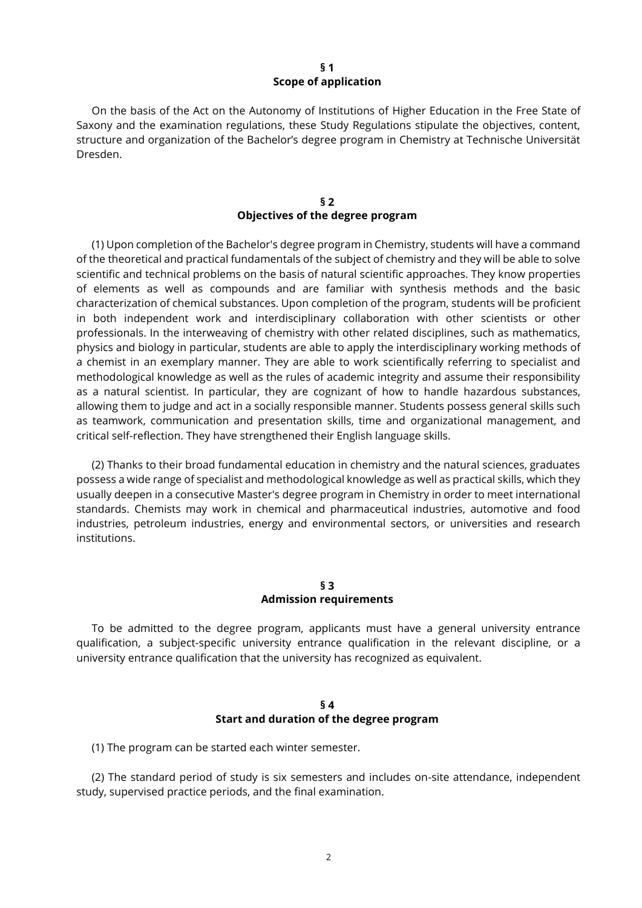## § 1
## Scope of application

On the basis of the Act on the Autonomy of Institutions of Higher Education in the Free State of Saxony and the examination regulations, these Study Regulations stipulate the objectives, content, structure and organization of the Bachelor's degree program in Chemistry at Technische Universität Dresden.

## § 2
## Objectives of the degree program

(1) Upon completion of the Bachelor's degree program in Chemistry, students will have a command of the theoretical and practical fundamentals of the subject of chemistry and they will be able to solve scientific and technical problems on the basis of natural scientific approaches. They know properties of elements as well as compounds and are familiar with synthesis methods and the basic characterization of chemical substances. Upon completion of the program, students will be proficient in both independent work and interdisciplinary collaboration with other scientists or other professionals. In the interweaving of chemistry with other related disciplines, such as mathematics, physics and biology in particular, students are able to apply the interdisciplinary working methods of a chemist in an exemplary manner. They are able to work scientifically referring to specialist and methodological knowledge as well as the rules of academic integrity and assume their responsibility as a natural scientist. In particular, they are cognizant of how to handle hazardous substances, allowing them to judge and act in a socially responsible manner. Students possess general skills such as teamwork, communication and presentation skills, time and organizational management, and critical self-reflection. They have strengthened their English language skills.

(2) Thanks to their broad fundamental education in chemistry and the natural sciences, graduates possess a wide range of specialist and methodological knowledge as well as practical skills, which they usually deepen in a consecutive Master's degree program in Chemistry in order to meet international standards. Chemists may work in chemical and pharmaceutical industries, automotive and food industries, petroleum industries, energy and environmental sectors, or universities and research institutions.

## § 3
## Admission requirements

To be admitted to the degree program, applicants must have a general university entrance qualification, a subject-specific university entrance qualification in the relevant discipline, or a university entrance qualification that the university has recognized as equivalent.

## § 4
## Start and duration of the degree program

(1) The program can be started each winter semester.

(2) The standard period of study is six semesters and includes on-site attendance, independent study, supervised practice periods, and the final examination.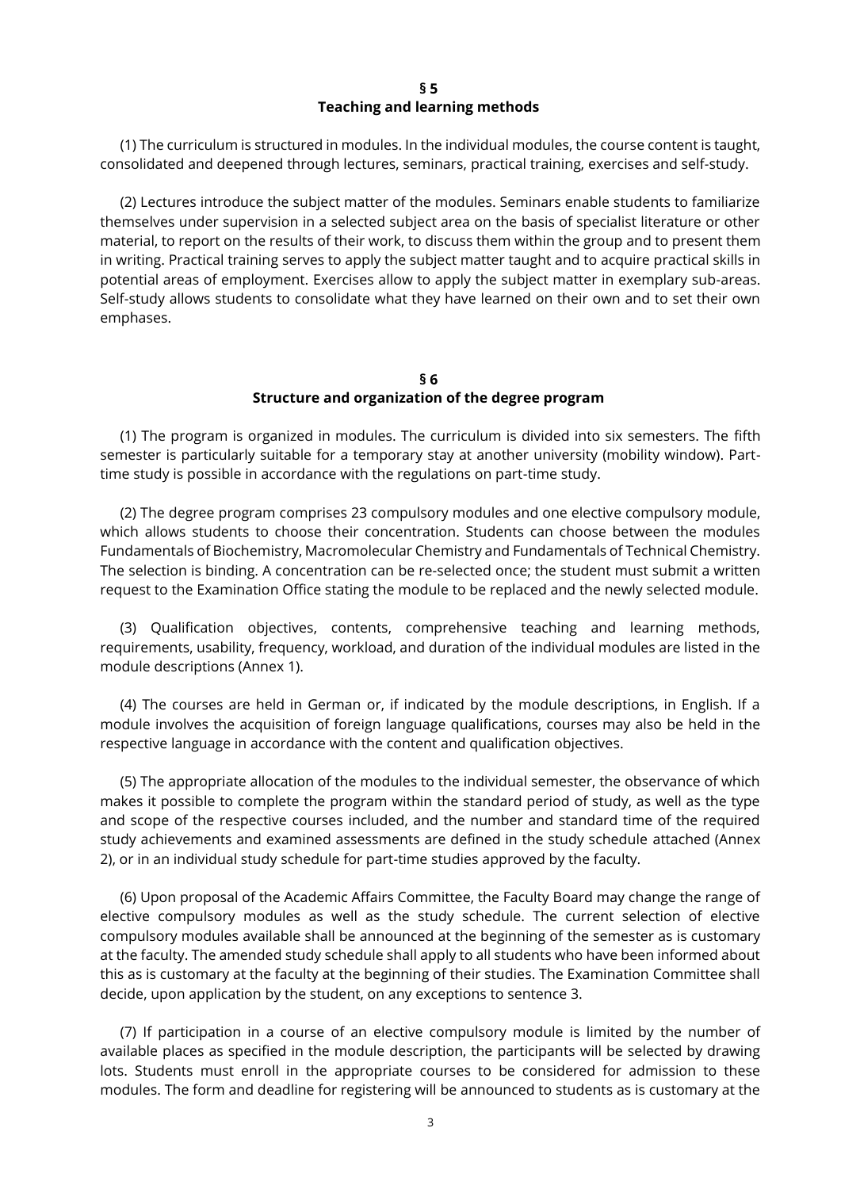## § 5
## Teaching and learning methods

(1) The curriculum is structured in modules. In the individual modules, the course content is taught, consolidated and deepened through lectures, seminars, practical training, exercises and self-study.

(2) Lectures introduce the subject matter of the modules. Seminars enable students to familiarize themselves under supervision in a selected subject area on the basis of specialist literature or other material, to report on the results of their work, to discuss them within the group and to present them in writing. Practical training serves to apply the subject matter taught and to acquire practical skills in potential areas of employment. Exercises allow to apply the subject matter in exemplary sub-areas. Self-study allows students to consolidate what they have learned on their own and to set their own emphases.

## § 6
## Structure and organization of the degree program

(1) The program is organized in modules. The curriculum is divided into six semesters. The fifth semester is particularly suitable for a temporary stay at another university (mobility window). Part-time study is possible in accordance with the regulations on part-time study.

(2) The degree program comprises 23 compulsory modules and one elective compulsory module, which allows students to choose their concentration. Students can choose between the modules Fundamentals of Biochemistry, Macromolecular Chemistry and Fundamentals of Technical Chemistry. The selection is binding. A concentration can be re-selected once; the student must submit a written request to the Examination Office stating the module to be replaced and the newly selected module.

(3) Qualification objectives, contents, comprehensive teaching and learning methods, requirements, usability, frequency, workload, and duration of the individual modules are listed in the module descriptions (Annex 1).

(4) The courses are held in German or, if indicated by the module descriptions, in English. If a module involves the acquisition of foreign language qualifications, courses may also be held in the respective language in accordance with the content and qualification objectives.

(5) The appropriate allocation of the modules to the individual semester, the observance of which makes it possible to complete the program within the standard period of study, as well as the type and scope of the respective courses included, and the number and standard time of the required study achievements and examined assessments are defined in the study schedule attached (Annex 2), or in an individual study schedule for part-time studies approved by the faculty.

(6) Upon proposal of the Academic Affairs Committee, the Faculty Board may change the range of elective compulsory modules as well as the study schedule. The current selection of elective compulsory modules available shall be announced at the beginning of the semester as is customary at the faculty. The amended study schedule shall apply to all students who have been informed about this as is customary at the faculty at the beginning of their studies. The Examination Committee shall decide, upon application by the student, on any exceptions to sentence 3.

(7) If participation in a course of an elective compulsory module is limited by the number of available places as specified in the module description, the participants will be selected by drawing lots. Students must enroll in the appropriate courses to be considered for admission to these modules. The form and deadline for registering will be announced to students as is customary at the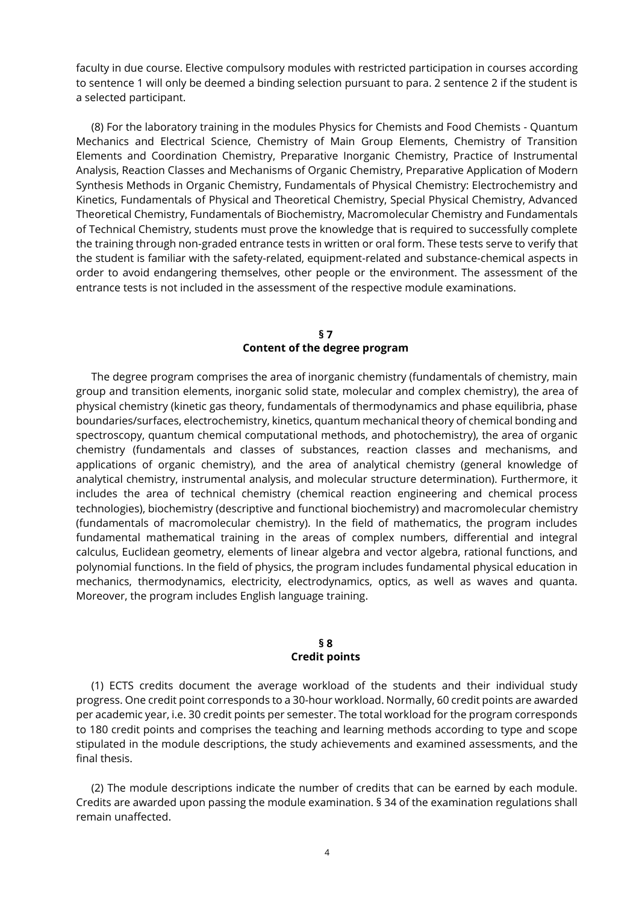faculty in due course. Elective compulsory modules with restricted participation in courses according to sentence 1 will only be deemed a binding selection pursuant to para. 2 sentence 2 if the student is a selected participant.

(8) For the laboratory training in the modules Physics for Chemists and Food Chemists - Quantum Mechanics and Electrical Science, Chemistry of Main Group Elements, Chemistry of Transition Elements and Coordination Chemistry, Preparative Inorganic Chemistry, Practice of Instrumental Analysis, Reaction Classes and Mechanisms of Organic Chemistry, Preparative Application of Modern Synthesis Methods in Organic Chemistry, Fundamentals of Physical Chemistry: Electrochemistry and Kinetics, Fundamentals of Physical and Theoretical Chemistry, Special Physical Chemistry, Advanced Theoretical Chemistry, Fundamentals of Biochemistry, Macromolecular Chemistry and Fundamentals of Technical Chemistry, students must prove the knowledge that is required to successfully complete the training through non-graded entrance tests in written or oral form. These tests serve to verify that the student is familiar with the safety-related, equipment-related and substance-chemical aspects in order to avoid endangering themselves, other people or the environment. The assessment of the entrance tests is not included in the assessment of the respective module examinations.

## § 7
## Content of the degree program

The degree program comprises the area of inorganic chemistry (fundamentals of chemistry, main group and transition elements, inorganic solid state, molecular and complex chemistry), the area of physical chemistry (kinetic gas theory, fundamentals of thermodynamics and phase equilibria, phase boundaries/surfaces, electrochemistry, kinetics, quantum mechanical theory of chemical bonding and spectroscopy, quantum chemical computational methods, and photochemistry), the area of organic chemistry (fundamentals and classes of substances, reaction classes and mechanisms, and applications of organic chemistry), and the area of analytical chemistry (general knowledge of analytical chemistry, instrumental analysis, and molecular structure determination). Furthermore, it includes the area of technical chemistry (chemical reaction engineering and chemical process technologies), biochemistry (descriptive and functional biochemistry) and macromolecular chemistry (fundamentals of macromolecular chemistry). In the field of mathematics, the program includes fundamental mathematical training in the areas of complex numbers, differential and integral calculus, Euclidean geometry, elements of linear algebra and vector algebra, rational functions, and polynomial functions. In the field of physics, the program includes fundamental physical education in mechanics, thermodynamics, electricity, electrodynamics, optics, as well as waves and quanta. Moreover, the program includes English language training.

## § 8
## Credit points

(1) ECTS credits document the average workload of the students and their individual study progress. One credit point corresponds to a 30-hour workload. Normally, 60 credit points are awarded per academic year, i.e. 30 credit points per semester. The total workload for the program corresponds to 180 credit points and comprises the teaching and learning methods according to type and scope stipulated in the module descriptions, the study achievements and examined assessments, and the final thesis.

(2) The module descriptions indicate the number of credits that can be earned by each module. Credits are awarded upon passing the module examination. § 34 of the examination regulations shall remain unaffected.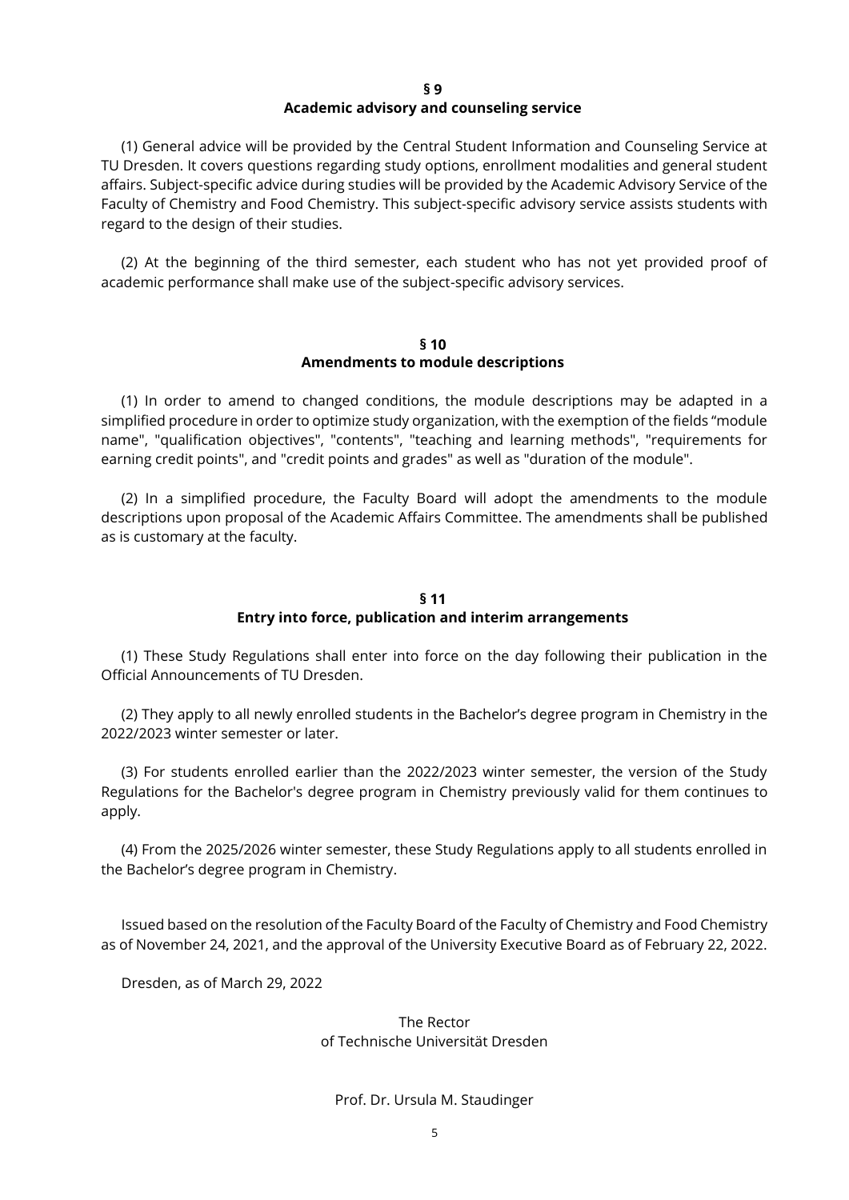## § 9
## Academic advisory and counseling service

(1) General advice will be provided by the Central Student Information and Counseling Service at TU Dresden. It covers questions regarding study options, enrollment modalities and general student affairs. Subject-specific advice during studies will be provided by the Academic Advisory Service of the Faculty of Chemistry and Food Chemistry. This subject-specific advisory service assists students with regard to the design of their studies.

(2) At the beginning of the third semester, each student who has not yet provided proof of academic performance shall make use of the subject-specific advisory services.

## § 10
## Amendments to module descriptions

(1) In order to amend to changed conditions, the module descriptions may be adapted in a simplified procedure in order to optimize study organization, with the exemption of the fields "module name", "qualification objectives", "contents", "teaching and learning methods", "requirements for earning credit points", and "credit points and grades" as well as "duration of the module".

(2) In a simplified procedure, the Faculty Board will adopt the amendments to the module descriptions upon proposal of the Academic Affairs Committee. The amendments shall be published as is customary at the faculty.

## § 11
## Entry into force, publication and interim arrangements

(1) These Study Regulations shall enter into force on the day following their publication in the Official Announcements of TU Dresden.

(2) They apply to all newly enrolled students in the Bachelor's degree program in Chemistry in the 2022/2023 winter semester or later.

(3) For students enrolled earlier than the 2022/2023 winter semester, the version of the Study Regulations for the Bachelor's degree program in Chemistry previously valid for them continues to apply.

(4) From the 2025/2026 winter semester, these Study Regulations apply to all students enrolled in the Bachelor's degree program in Chemistry.

Issued based on the resolution of the Faculty Board of the Faculty of Chemistry and Food Chemistry as of November 24, 2021, and the approval of the University Executive Board as of February 22, 2022.

Dresden, as of March 29, 2022

The Rector
of Technische Universität Dresden

Prof. Dr. Ursula M. Staudinger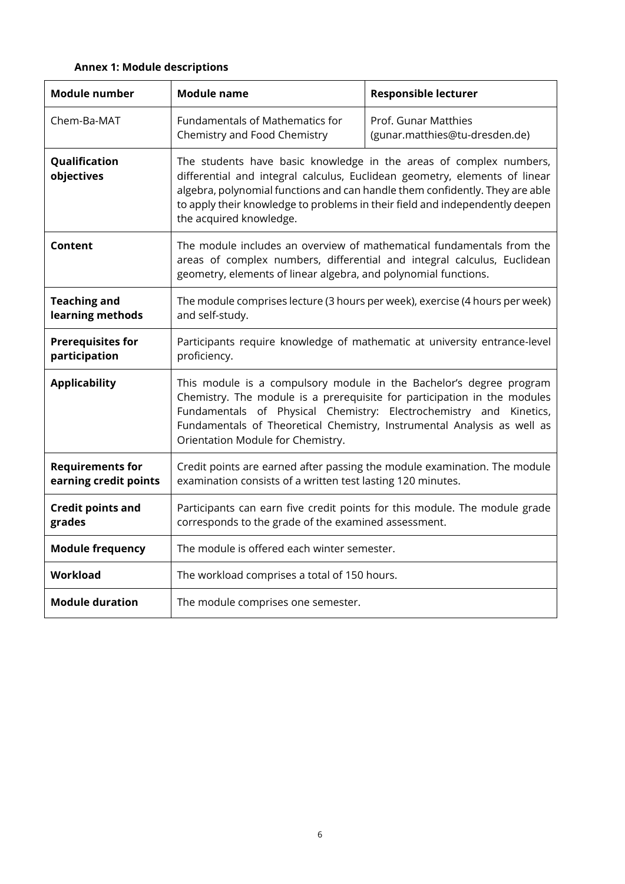**Annex 1: Module descriptions**

| **Module number** | **Module name** | **Responsible lecturer** |
|---|---|---|
| Chem-Ba-MAT | Fundamentals of Mathematics for Chemistry and Food Chemistry | Prof. Gunar Matthies (gunar.matthies@tu-dresden.de) |
| **Qualification objectives** | The students have basic knowledge in the areas of complex numbers, differential and integral calculus, Euclidean geometry, elements of linear algebra, polynomial functions and can handle them confidently. They are able to apply their knowledge to problems in their field and independently deepen the acquired knowledge. | |
| **Content** | The module includes an overview of mathematical fundamentals from the areas of complex numbers, differential and integral calculus, Euclidean geometry, elements of linear algebra, and polynomial functions. | |
| **Teaching and learning methods** | The module comprises lecture (3 hours per week), exercise (4 hours per week) and self-study. | |
| **Prerequisites for participation** | Participants require knowledge of mathematic at university entrance-level proficiency. | |
| **Applicability** | This module is a compulsory module in the Bachelor's degree program Chemistry. The module is a prerequisite for participation in the modules Fundamentals of Physical Chemistry: Electrochemistry and Kinetics, Fundamentals of Theoretical Chemistry, Instrumental Analysis as well as Orientation Module for Chemistry. | |
| **Requirements for earning credit points** | Credit points are earned after passing the module examination. The module examination consists of a written test lasting 120 minutes. | |
| **Credit points and grades** | Participants can earn five credit points for this module. The module grade corresponds to the grade of the examined assessment. | |
| **Module frequency** | The module is offered each winter semester. | |
| **Workload** | The workload comprises a total of 150 hours. | |
| **Module duration** | The module comprises one semester. | |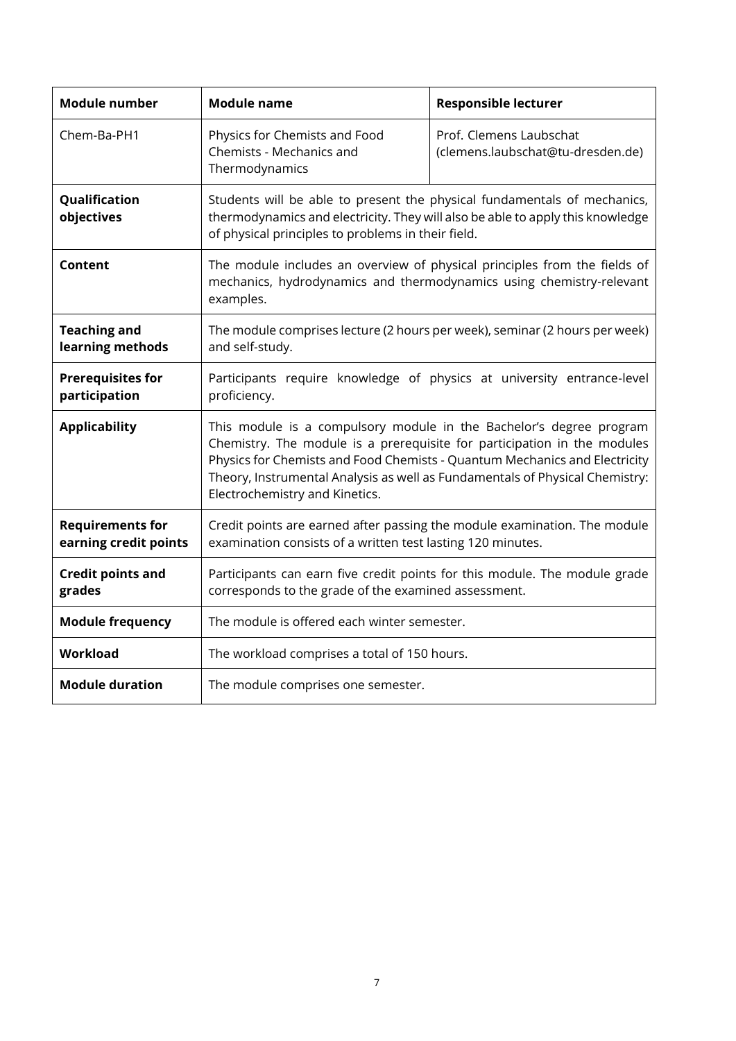| **Module number** | **Module name** | **Responsible lecturer** |
|---|---|---|
| Chem-Ba-PH1 | Physics for Chemists and Food Chemists - Mechanics and Thermodynamics | Prof. Clemens Laubschat (clemens.laubschat@tu-dresden.de) |
| **Qualification objectives** | Students will be able to present the physical fundamentals of mechanics, thermodynamics and electricity. They will also be able to apply this knowledge of physical principles to problems in their field. | |
| **Content** | The module includes an overview of physical principles from the fields of mechanics, hydrodynamics and thermodynamics using chemistry-relevant examples. | |
| **Teaching and learning methods** | The module comprises lecture (2 hours per week), seminar (2 hours per week) and self-study. | |
| **Prerequisites for participation** | Participants require knowledge of physics at university entrance-level proficiency. | |
| **Applicability** | This module is a compulsory module in the Bachelor's degree program Chemistry. The module is a prerequisite for participation in the modules Physics for Chemists and Food Chemists - Quantum Mechanics and Electricity Theory, Instrumental Analysis as well as Fundamentals of Physical Chemistry: Electrochemistry and Kinetics. | |
| **Requirements for earning credit points** | Credit points are earned after passing the module examination. The module examination consists of a written test lasting 120 minutes. | |
| **Credit points and grades** | Participants can earn five credit points for this module. The module grade corresponds to the grade of the examined assessment. | |
| **Module frequency** | The module is offered each winter semester. | |
| **Workload** | The workload comprises a total of 150 hours. | |
| **Module duration** | The module comprises one semester. | |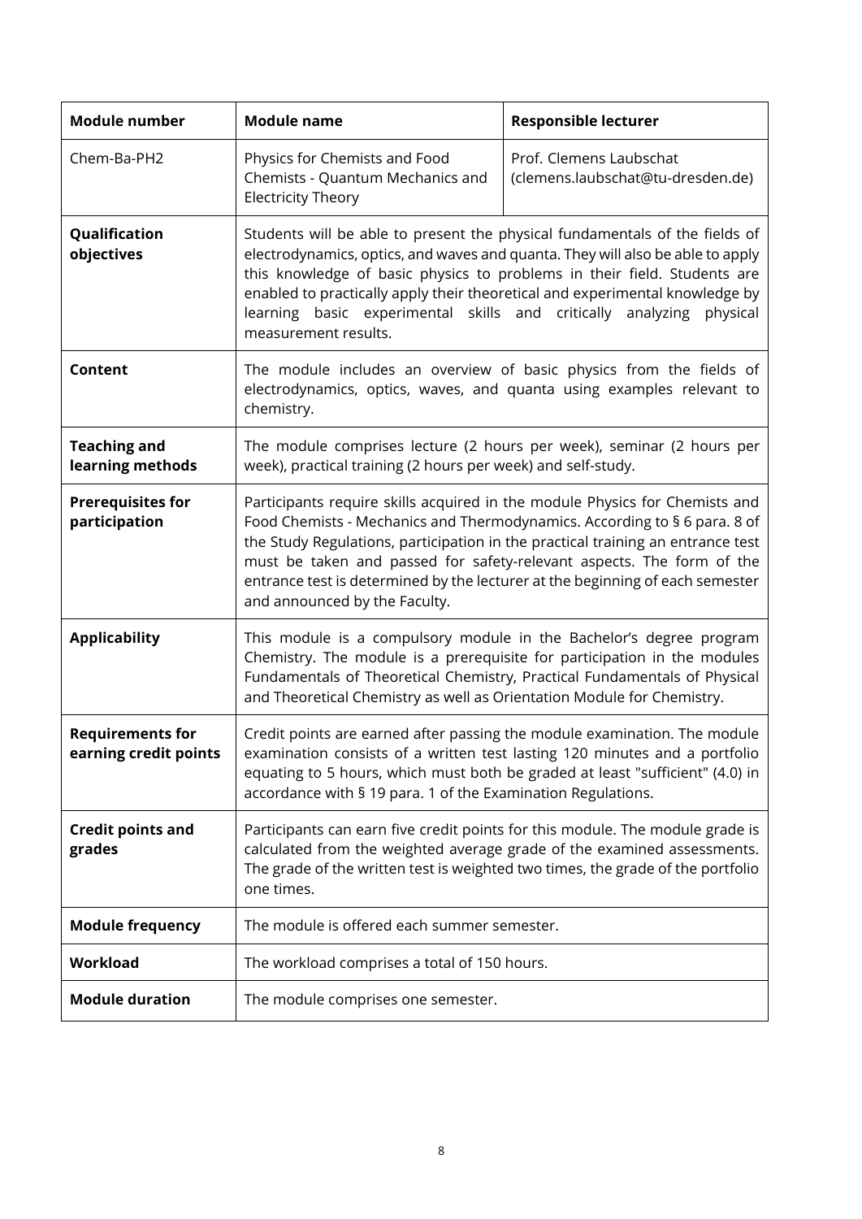| Module number | Module name | Responsible lecturer |
|---|---|---|
| Chem-Ba-PH2 | Physics for Chemists and Food Chemists - Quantum Mechanics and Electricity Theory | Prof. Clemens Laubschat (clemens.laubschat@tu-dresden.de) |
| **Qualification objectives** | Students will be able to present the physical fundamentals of the fields of electrodynamics, optics, and waves and quanta. They will also be able to apply this knowledge of basic physics to problems in their field. Students are enabled to practically apply their theoretical and experimental knowledge by learning basic experimental skills and critically analyzing physical measurement results. | |
| **Content** | The module includes an overview of basic physics from the fields of electrodynamics, optics, waves, and quanta using examples relevant to chemistry. | |
| **Teaching and learning methods** | The module comprises lecture (2 hours per week), seminar (2 hours per week), practical training (2 hours per week) and self-study. | |
| **Prerequisites for participation** | Participants require skills acquired in the module Physics for Chemists and Food Chemists - Mechanics and Thermodynamics. According to § 6 para. 8 of the Study Regulations, participation in the practical training an entrance test must be taken and passed for safety-relevant aspects. The form of the entrance test is determined by the lecturer at the beginning of each semester and announced by the Faculty. | |
| **Applicability** | This module is a compulsory module in the Bachelor's degree program Chemistry. The module is a prerequisite for participation in the modules Fundamentals of Theoretical Chemistry, Practical Fundamentals of Physical and Theoretical Chemistry as well as Orientation Module for Chemistry. | |
| **Requirements for earning credit points** | Credit points are earned after passing the module examination. The module examination consists of a written test lasting 120 minutes and a portfolio equating to 5 hours, which must both be graded at least "sufficient" (4.0) in accordance with § 19 para. 1 of the Examination Regulations. | |
| **Credit points and grades** | Participants can earn five credit points for this module. The module grade is calculated from the weighted average grade of the examined assessments. The grade of the written test is weighted two times, the grade of the portfolio one times. | |
| **Module frequency** | The module is offered each summer semester. | |
| **Workload** | The workload comprises a total of 150 hours. | |
| **Module duration** | The module comprises one semester. | |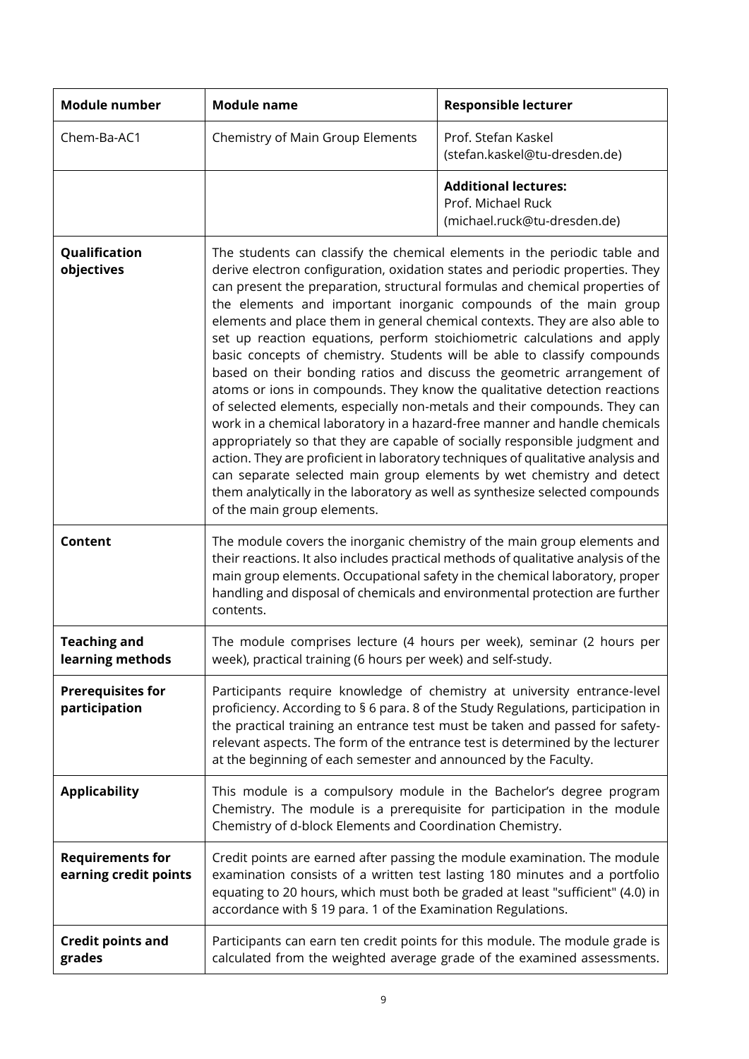| Module number | Module name | Responsible lecturer |
|---|---|---|
| Chem-Ba-AC1 | Chemistry of Main Group Elements | Prof. Stefan Kaskel (stefan.kaskel@tu-dresden.de) |
| | | **Additional lectures:** Prof. Michael Ruck (michael.ruck@tu-dresden.de) |
| **Qualification objectives** | The students can classify the chemical elements in the periodic table and derive electron configuration, oxidation states and periodic properties. They can present the preparation, structural formulas and chemical properties of the elements and important inorganic compounds of the main group elements and place them in general chemical contexts. They are also able to set up reaction equations, perform stoichiometric calculations and apply basic concepts of chemistry. Students will be able to classify compounds based on their bonding ratios and discuss the geometric arrangement of atoms or ions in compounds. They know the qualitative detection reactions of selected elements, especially non-metals and their compounds. They can work in a chemical laboratory in a hazard-free manner and handle chemicals appropriately so that they are capable of socially responsible judgment and action. They are proficient in laboratory techniques of qualitative analysis and can separate selected main group elements by wet chemistry and detect them analytically in the laboratory as well as synthesize selected compounds of the main group elements. | |
| **Content** | The module covers the inorganic chemistry of the main group elements and their reactions. It also includes practical methods of qualitative analysis of the main group elements. Occupational safety in the chemical laboratory, proper handling and disposal of chemicals and environmental protection are further contents. | |
| **Teaching and learning methods** | The module comprises lecture (4 hours per week), seminar (2 hours per week), practical training (6 hours per week) and self-study. | |
| **Prerequisites for participation** | Participants require knowledge of chemistry at university entrance-level proficiency. According to § 6 para. 8 of the Study Regulations, participation in the practical training an entrance test must be taken and passed for safety-relevant aspects. The form of the entrance test is determined by the lecturer at the beginning of each semester and announced by the Faculty. | |
| **Applicability** | This module is a compulsory module in the Bachelor's degree program Chemistry. The module is a prerequisite for participation in the module Chemistry of d-block Elements and Coordination Chemistry. | |
| **Requirements for earning credit points** | Credit points are earned after passing the module examination. The module examination consists of a written test lasting 180 minutes and a portfolio equating to 20 hours, which must both be graded at least "sufficient" (4.0) in accordance with § 19 para. 1 of the Examination Regulations. | |
| **Credit points and grades** | Participants can earn ten credit points for this module. The module grade is calculated from the weighted average grade of the examined assessments. | |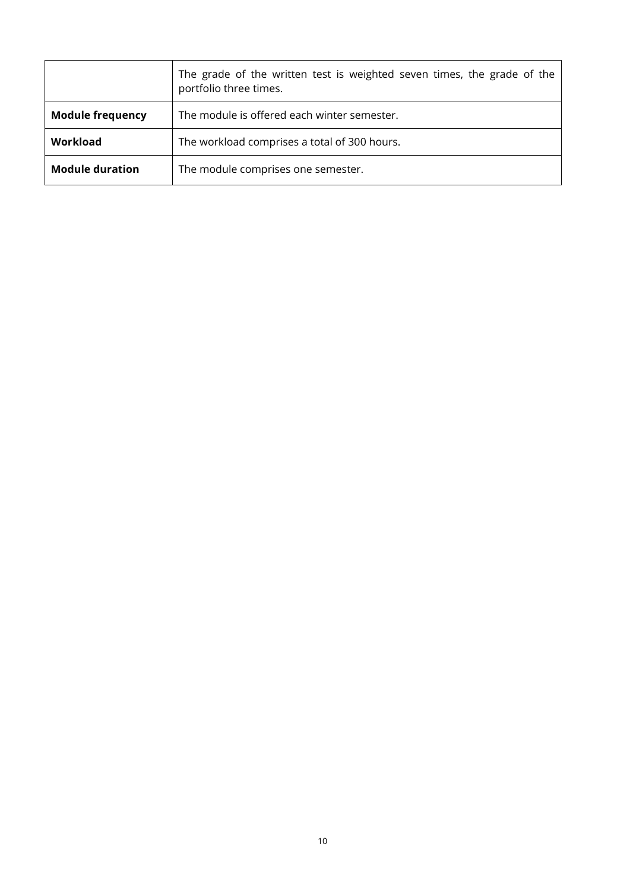| | |
|---|---|
| | The grade of the written test is weighted seven times, the grade of the portfolio three times. |
| **Module frequency** | The module is offered each winter semester. |
| **Workload** | The workload comprises a total of 300 hours. |
| **Module duration** | The module comprises one semester. |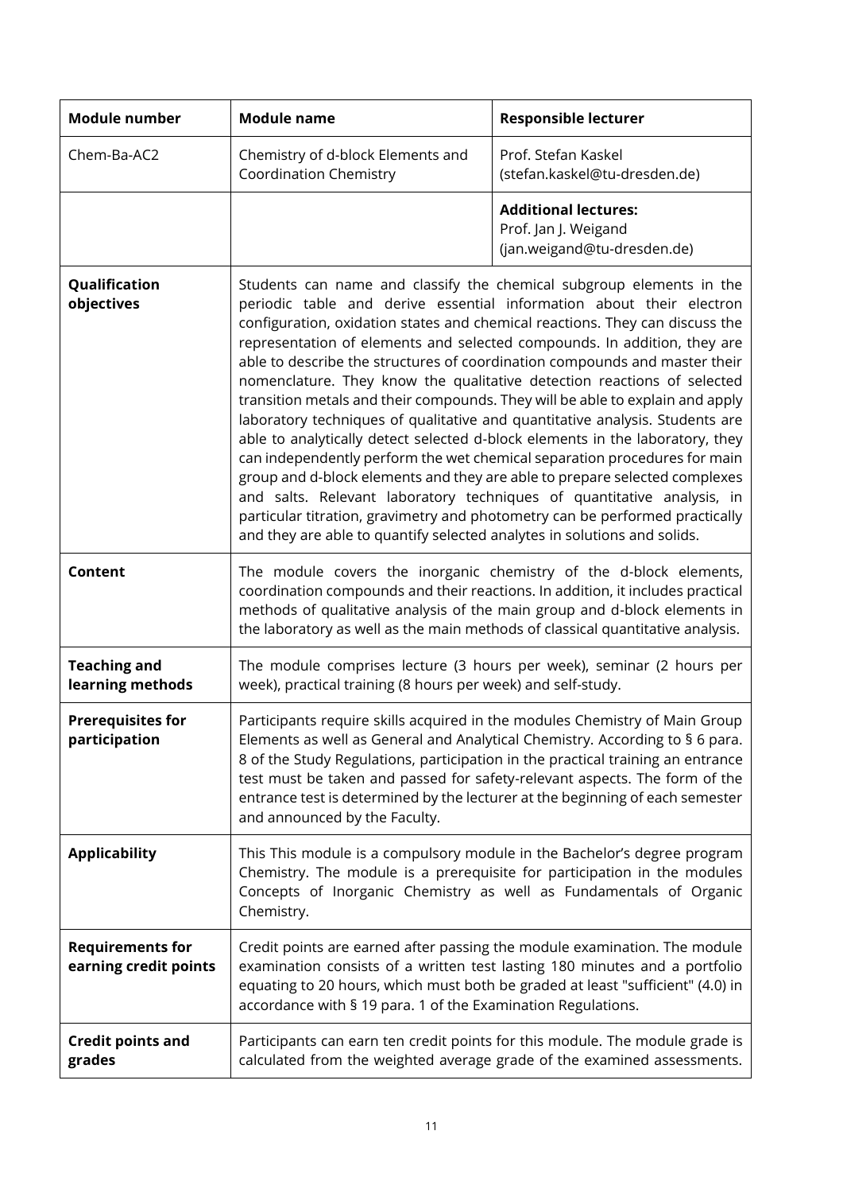| Module number | Module name | Responsible lecturer |
|---|---|---|
| Chem-Ba-AC2 | Chemistry of d-block Elements and Coordination Chemistry | Prof. Stefan Kaskel (stefan.kaskel@tu-dresden.de) |
| | | **Additional lectures:** Prof. Jan J. Weigand (jan.weigand@tu-dresden.de) |
| **Qualification objectives** | Students can name and classify the chemical subgroup elements in the periodic table and derive essential information about their electron configuration, oxidation states and chemical reactions. They can discuss the representation of elements and selected compounds. In addition, they are able to describe the structures of coordination compounds and master their nomenclature. They know the qualitative detection reactions of selected transition metals and their compounds. They will be able to explain and apply laboratory techniques of qualitative and quantitative analysis. Students are able to analytically detect selected d-block elements in the laboratory, they can independently perform the wet chemical separation procedures for main group and d-block elements and they are able to prepare selected complexes and salts. Relevant laboratory techniques of quantitative analysis, in particular titration, gravimetry and photometry can be performed practically and they are able to quantify selected analytes in solutions and solids. | |
| **Content** | The module covers the inorganic chemistry of the d-block elements, coordination compounds and their reactions. In addition, it includes practical methods of qualitative analysis of the main group and d-block elements in the laboratory as well as the main methods of classical quantitative analysis. | |
| **Teaching and learning methods** | The module comprises lecture (3 hours per week), seminar (2 hours per week), practical training (8 hours per week) and self-study. | |
| **Prerequisites for participation** | Participants require skills acquired in the modules Chemistry of Main Group Elements as well as General and Analytical Chemistry. According to § 6 para. 8 of the Study Regulations, participation in the practical training an entrance test must be taken and passed for safety-relevant aspects. The form of the entrance test is determined by the lecturer at the beginning of each semester and announced by the Faculty. | |
| **Applicability** | This This module is a compulsory module in the Bachelor's degree program Chemistry. The module is a prerequisite for participation in the modules Concepts of Inorganic Chemistry as well as Fundamentals of Organic Chemistry. | |
| **Requirements for earning credit points** | Credit points are earned after passing the module examination. The module examination consists of a written test lasting 180 minutes and a portfolio equating to 20 hours, which must both be graded at least "sufficient" (4.0) in accordance with § 19 para. 1 of the Examination Regulations. | |
| **Credit points and grades** | Participants can earn ten credit points for this module. The module grade is calculated from the weighted average grade of the examined assessments. | |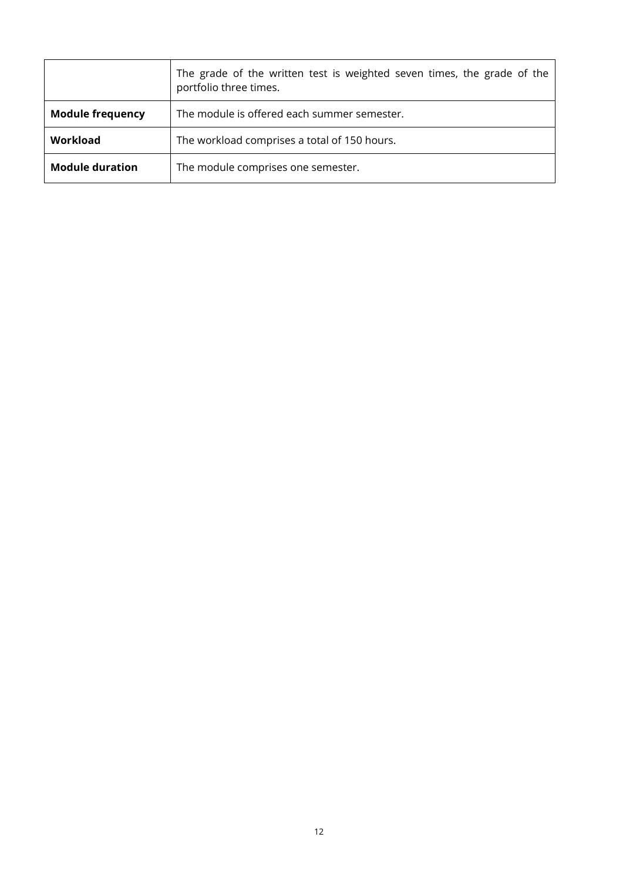| | |
|---|---|
| | The grade of the written test is weighted seven times, the grade of the portfolio three times. |
| **Module frequency** | The module is offered each summer semester. |
| **Workload** | The workload comprises a total of 150 hours. |
| **Module duration** | The module comprises one semester. |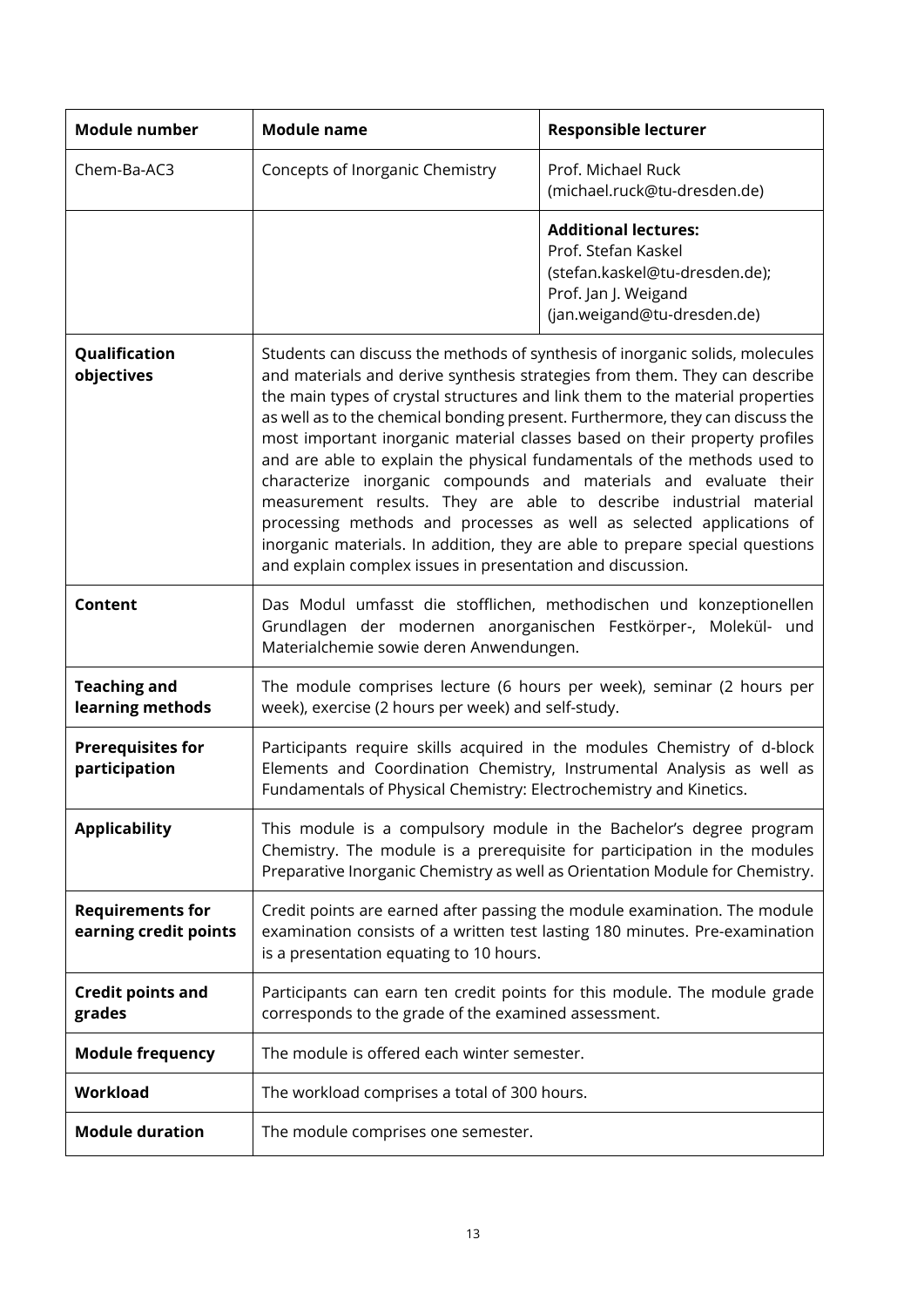| Module number | Module name | Responsible lecturer |
| --- | --- | --- |
| Chem-Ba-AC3 | Concepts of Inorganic Chemistry | Prof. Michael Ruck (michael.ruck@tu-dresden.de) |
| | | **Additional lectures:** Prof. Stefan Kaskel (stefan.kaskel@tu-dresden.de); Prof. Jan J. Weigand (jan.weigand@tu-dresden.de) |
| **Qualification objectives** | Students can discuss the methods of synthesis of inorganic solids, molecules and materials and derive synthesis strategies from them. They can describe the main types of crystal structures and link them to the material properties as well as to the chemical bonding present. Furthermore, they can discuss the most important inorganic material classes based on their property profiles and are able to explain the physical fundamentals of the methods used to characterize inorganic compounds and materials and evaluate their measurement results. They are able to describe industrial material processing methods and processes as well as selected applications of inorganic materials. In addition, they are able to prepare special questions and explain complex issues in presentation and discussion. | |
| **Content** | Das Modul umfasst die stofflichen, methodischen und konzeptionellen Grundlagen der modernen anorganischen Festkörper-, Molekül- und Materialchemie sowie deren Anwendungen. | |
| **Teaching and learning methods** | The module comprises lecture (6 hours per week), seminar (2 hours per week), exercise (2 hours per week) and self-study. | |
| **Prerequisites for participation** | Participants require skills acquired in the modules Chemistry of d-block Elements and Coordination Chemistry, Instrumental Analysis as well as Fundamentals of Physical Chemistry: Electrochemistry and Kinetics. | |
| **Applicability** | This module is a compulsory module in the Bachelor's degree program Chemistry. The module is a prerequisite for participation in the modules Preparative Inorganic Chemistry as well as Orientation Module for Chemistry. | |
| **Requirements for earning credit points** | Credit points are earned after passing the module examination. The module examination consists of a written test lasting 180 minutes. Pre-examination is a presentation equating to 10 hours. | |
| **Credit points and grades** | Participants can earn ten credit points for this module. The module grade corresponds to the grade of the examined assessment. | |
| **Module frequency** | The module is offered each winter semester. | |
| **Workload** | The workload comprises a total of 300 hours. | |
| **Module duration** | The module comprises one semester. | |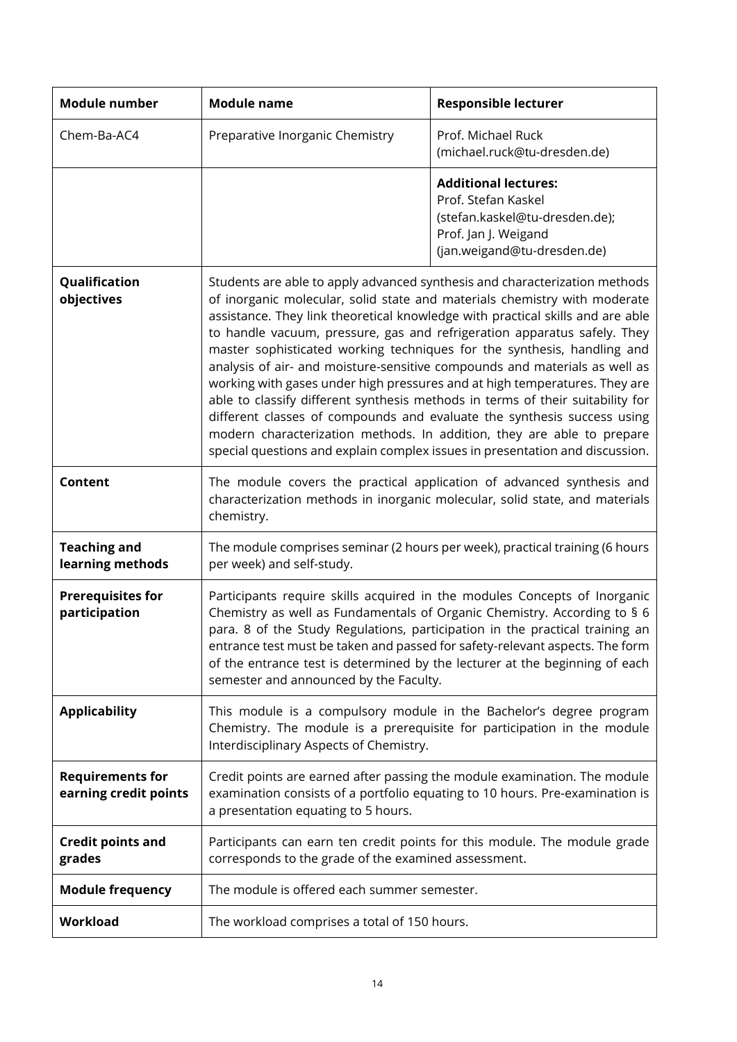| **Module number** | **Module name** | **Responsible lecturer** |
|---|---|---|
| Chem-Ba-AC4 | Preparative Inorganic Chemistry | Prof. Michael Ruck (michael.ruck@tu-dresden.de) |
| | | **Additional lectures:** Prof. Stefan Kaskel (stefan.kaskel@tu-dresden.de); Prof. Jan J. Weigand (jan.weigand@tu-dresden.de) |
| **Qualification objectives** | Students are able to apply advanced synthesis and characterization methods of inorganic molecular, solid state and materials chemistry with moderate assistance. They link theoretical knowledge with practical skills and are able to handle vacuum, pressure, gas and refrigeration apparatus safely. They master sophisticated working techniques for the synthesis, handling and analysis of air- and moisture-sensitive compounds and materials as well as working with gases under high pressures and at high temperatures. They are able to classify different synthesis methods in terms of their suitability for different classes of compounds and evaluate the synthesis success using modern characterization methods. In addition, they are able to prepare special questions and explain complex issues in presentation and discussion. | |
| **Content** | The module covers the practical application of advanced synthesis and characterization methods in inorganic molecular, solid state, and materials chemistry. | |
| **Teaching and learning methods** | The module comprises seminar (2 hours per week), practical training (6 hours per week) and self-study. | |
| **Prerequisites for participation** | Participants require skills acquired in the modules Concepts of Inorganic Chemistry as well as Fundamentals of Organic Chemistry. According to § 6 para. 8 of the Study Regulations, participation in the practical training an entrance test must be taken and passed for safety-relevant aspects. The form of the entrance test is determined by the lecturer at the beginning of each semester and announced by the Faculty. | |
| **Applicability** | This module is a compulsory module in the Bachelor's degree program Chemistry. The module is a prerequisite for participation in the module Interdisciplinary Aspects of Chemistry. | |
| **Requirements for earning credit points** | Credit points are earned after passing the module examination. The module examination consists of a portfolio equating to 10 hours. Pre-examination is a presentation equating to 5 hours. | |
| **Credit points and grades** | Participants can earn ten credit points for this module. The module grade corresponds to the grade of the examined assessment. | |
| **Module frequency** | The module is offered each summer semester. | |
| **Workload** | The workload comprises a total of 150 hours. | |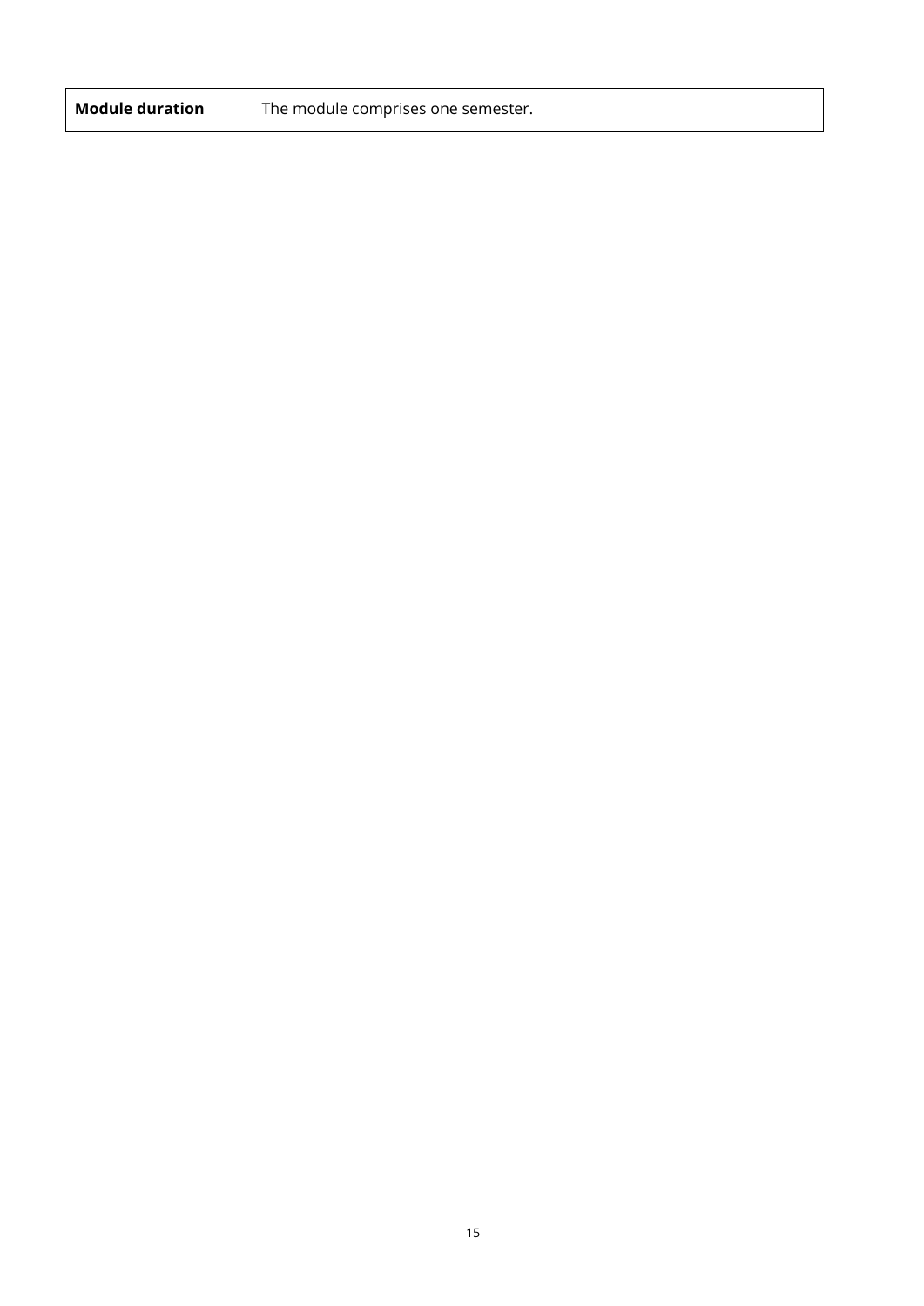| **Module duration** | The module comprises one semester. |
| --- | --- |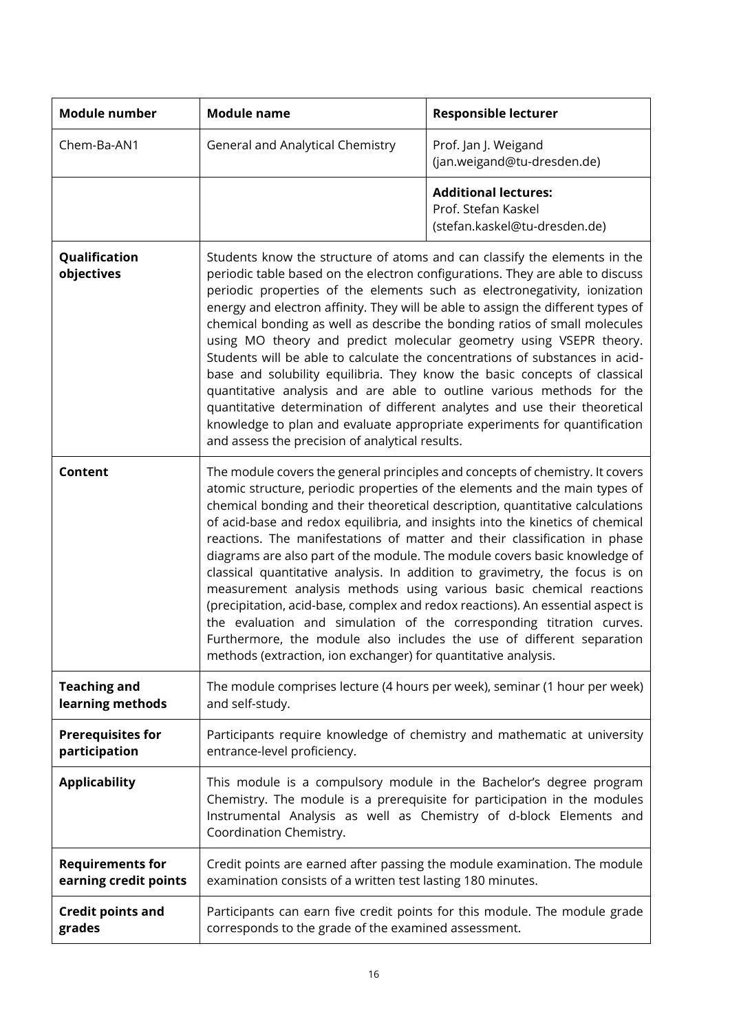| Module number | Module name | Responsible lecturer |
|---|---|---|
| Chem-Ba-AN1 | General and Analytical Chemistry | Prof. Jan J. Weigand (jan.weigand@tu-dresden.de) |
| | | **Additional lectures:** Prof. Stefan Kaskel (stefan.kaskel@tu-dresden.de) |
| **Qualification objectives** | Students know the structure of atoms and can classify the elements in the periodic table based on the electron configurations. They are able to discuss periodic properties of the elements such as electronegativity, ionization energy and electron affinity. They will be able to assign the different types of chemical bonding as well as describe the bonding ratios of small molecules using MO theory and predict molecular geometry using VSEPR theory. Students will be able to calculate the concentrations of substances in acid-base and solubility equilibria. They know the basic concepts of classical quantitative analysis and are able to outline various methods for the quantitative determination of different analytes and use their theoretical knowledge to plan and evaluate appropriate experiments for quantification and assess the precision of analytical results. | |
| **Content** | The module covers the general principles and concepts of chemistry. It covers atomic structure, periodic properties of the elements and the main types of chemical bonding and their theoretical description, quantitative calculations of acid-base and redox equilibria, and insights into the kinetics of chemical reactions. The manifestations of matter and their classification in phase diagrams are also part of the module. The module covers basic knowledge of classical quantitative analysis. In addition to gravimetry, the focus is on measurement analysis methods using various basic chemical reactions (precipitation, acid-base, complex and redox reactions). An essential aspect is the evaluation and simulation of the corresponding titration curves. Furthermore, the module also includes the use of different separation methods (extraction, ion exchanger) for quantitative analysis. | |
| **Teaching and learning methods** | The module comprises lecture (4 hours per week), seminar (1 hour per week) and self-study. | |
| **Prerequisites for participation** | Participants require knowledge of chemistry and mathematic at university entrance-level proficiency. | |
| **Applicability** | This module is a compulsory module in the Bachelor's degree program Chemistry. The module is a prerequisite for participation in the modules Instrumental Analysis as well as Chemistry of d-block Elements and Coordination Chemistry. | |
| **Requirements for earning credit points** | Credit points are earned after passing the module examination. The module examination consists of a written test lasting 180 minutes. | |
| **Credit points and grades** | Participants can earn five credit points for this module. The module grade corresponds to the grade of the examined assessment. | |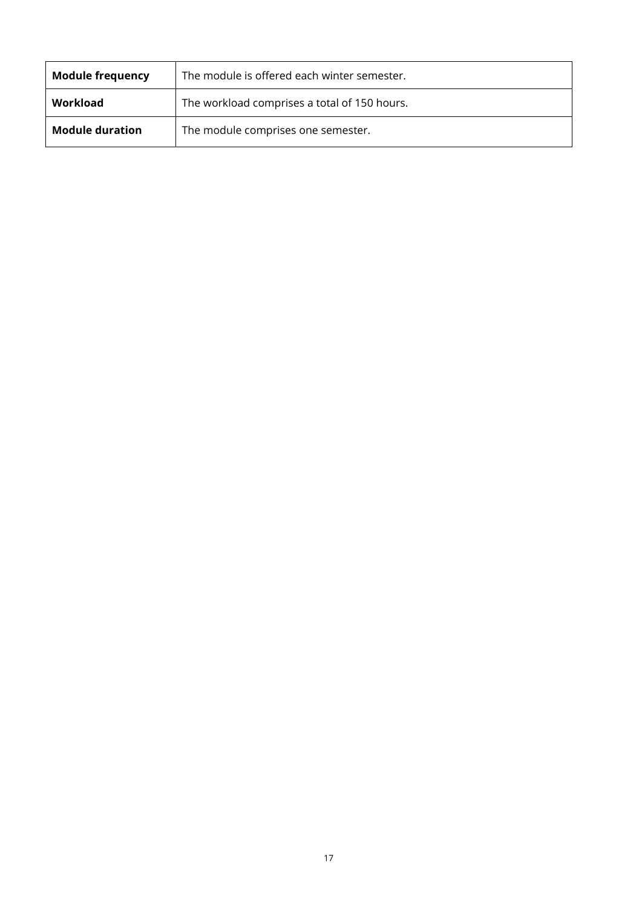| **Module frequency** | The module is offered each winter semester. |
|---|---|
| **Workload** | The workload comprises a total of 150 hours. |
| **Module duration** | The module comprises one semester. |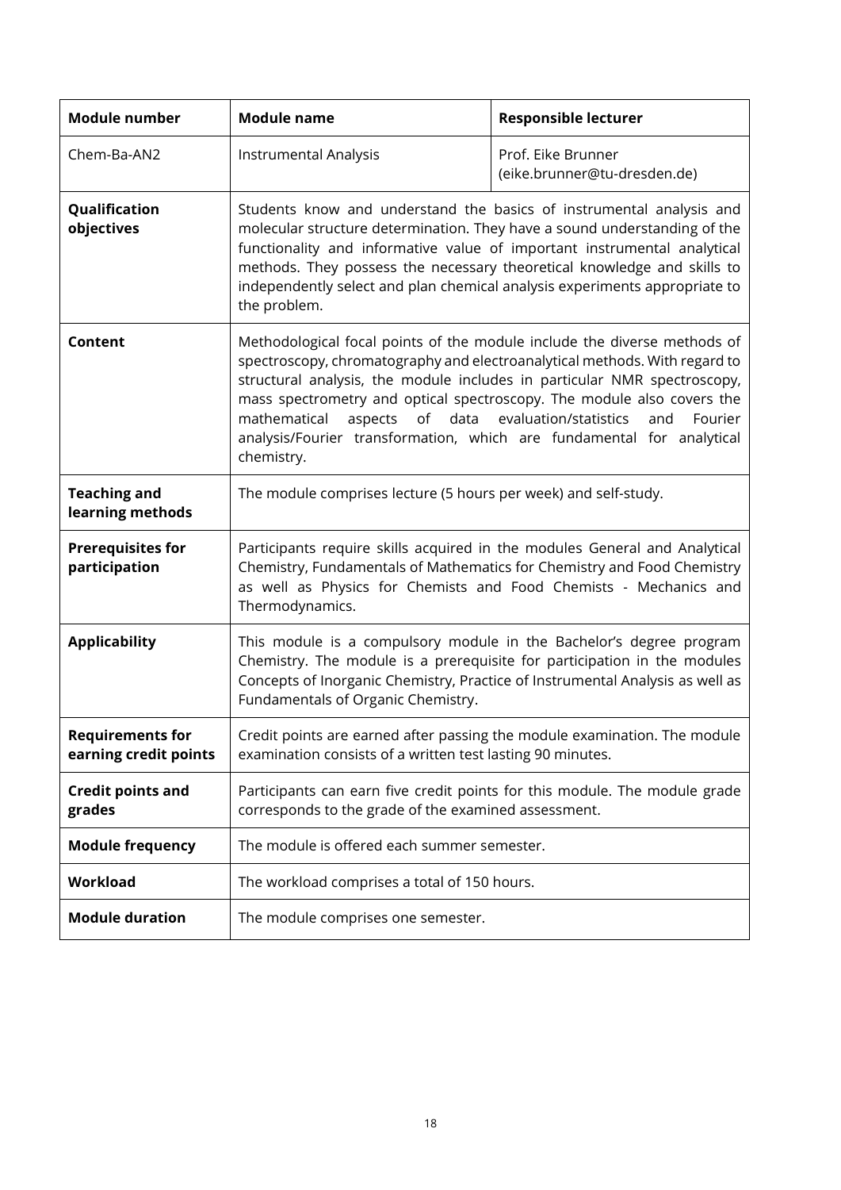| Module number | Module name | Responsible lecturer |
| --- | --- | --- |
| Chem-Ba-AN2 | Instrumental Analysis | Prof. Eike Brunner (eike.brunner@tu-dresden.de) |
| **Qualification objectives** | Students know and understand the basics of instrumental analysis and molecular structure determination. They have a sound understanding of the functionality and informative value of important instrumental analytical methods. They possess the necessary theoretical knowledge and skills to independently select and plan chemical analysis experiments appropriate to the problem. | |
| **Content** | Methodological focal points of the module include the diverse methods of spectroscopy, chromatography and electroanalytical methods. With regard to structural analysis, the module includes in particular NMR spectroscopy, mass spectrometry and optical spectroscopy. The module also covers the mathematical aspects of data evaluation/statistics and Fourier analysis/Fourier transformation, which are fundamental for analytical chemistry. | |
| **Teaching and learning methods** | The module comprises lecture (5 hours per week) and self-study. | |
| **Prerequisites for participation** | Participants require skills acquired in the modules General and Analytical Chemistry, Fundamentals of Mathematics for Chemistry and Food Chemistry as well as Physics for Chemists and Food Chemists - Mechanics and Thermodynamics. | |
| **Applicability** | This module is a compulsory module in the Bachelor's degree program Chemistry. The module is a prerequisite for participation in the modules Concepts of Inorganic Chemistry, Practice of Instrumental Analysis as well as Fundamentals of Organic Chemistry. | |
| **Requirements for earning credit points** | Credit points are earned after passing the module examination. The module examination consists of a written test lasting 90 minutes. | |
| **Credit points and grades** | Participants can earn five credit points for this module. The module grade corresponds to the grade of the examined assessment. | |
| **Module frequency** | The module is offered each summer semester. | |
| **Workload** | The workload comprises a total of 150 hours. | |
| **Module duration** | The module comprises one semester. | |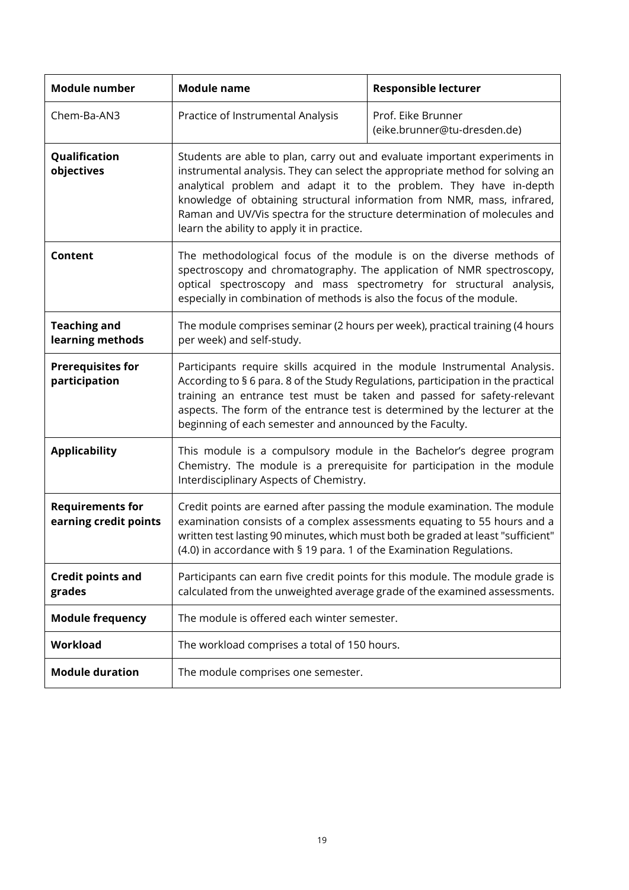| Module number | Module name | Responsible lecturer |
|---|---|---|
| Chem-Ba-AN3 | Practice of Instrumental Analysis | Prof. Eike Brunner (eike.brunner@tu-dresden.de) |
| **Qualification objectives** | Students are able to plan, carry out and evaluate important experiments in instrumental analysis. They can select the appropriate method for solving an analytical problem and adapt it to the problem. They have in-depth knowledge of obtaining structural information from NMR, mass, infrared, Raman and UV/Vis spectra for the structure determination of molecules and learn the ability to apply it in practice. | |
| **Content** | The methodological focus of the module is on the diverse methods of spectroscopy and chromatography. The application of NMR spectroscopy, optical spectroscopy and mass spectrometry for structural analysis, especially in combination of methods is also the focus of the module. | |
| **Teaching and learning methods** | The module comprises seminar (2 hours per week), practical training (4 hours per week) and self-study. | |
| **Prerequisites for participation** | Participants require skills acquired in the module Instrumental Analysis. According to § 6 para. 8 of the Study Regulations, participation in the practical training an entrance test must be taken and passed for safety-relevant aspects. The form of the entrance test is determined by the lecturer at the beginning of each semester and announced by the Faculty. | |
| **Applicability** | This module is a compulsory module in the Bachelor's degree program Chemistry. The module is a prerequisite for participation in the module Interdisciplinary Aspects of Chemistry. | |
| **Requirements for earning credit points** | Credit points are earned after passing the module examination. The module examination consists of a complex assessments equating to 55 hours and a written test lasting 90 minutes, which must both be graded at least "sufficient" (4.0) in accordance with § 19 para. 1 of the Examination Regulations. | |
| **Credit points and grades** | Participants can earn five credit points for this module. The module grade is calculated from the unweighted average grade of the examined assessments. | |
| **Module frequency** | The module is offered each winter semester. | |
| **Workload** | The workload comprises a total of 150 hours. | |
| **Module duration** | The module comprises one semester. | |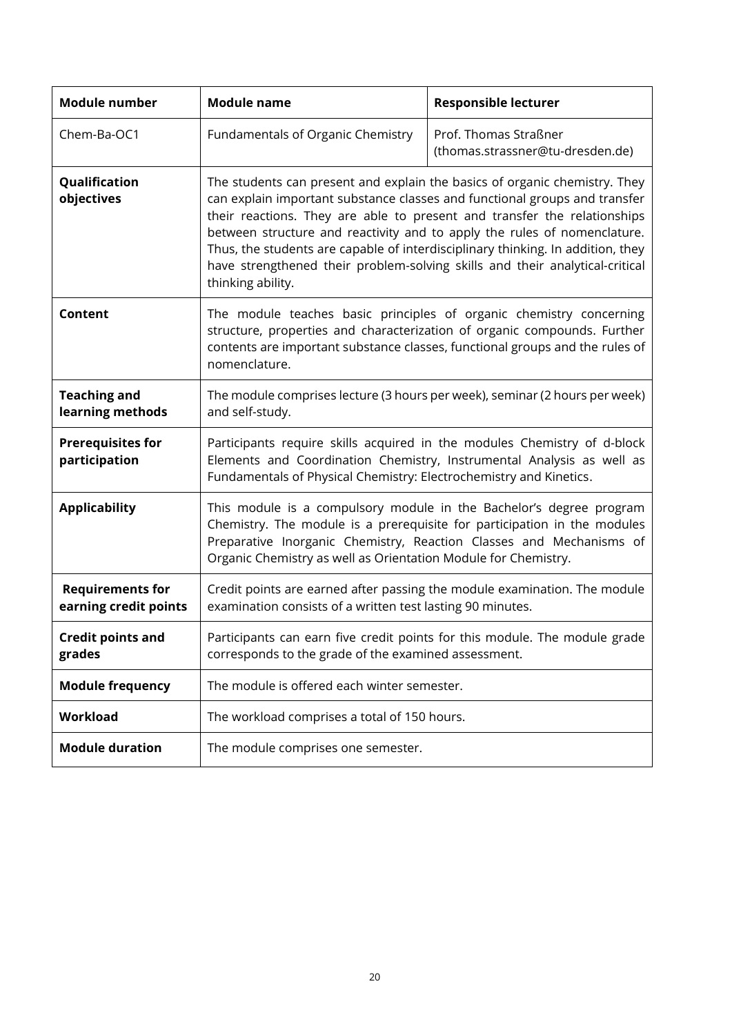| Module number | Module name | Responsible lecturer |
| --- | --- | --- |
| Chem-Ba-OC1 | Fundamentals of Organic Chemistry | Prof. Thomas Straßner (thomas.strassner@tu-dresden.de) |
| **Qualification objectives** | The students can present and explain the basics of organic chemistry. They can explain important substance classes and functional groups and transfer their reactions. They are able to present and transfer the relationships between structure and reactivity and to apply the rules of nomenclature. Thus, the students are capable of interdisciplinary thinking. In addition, they have strengthened their problem-solving skills and their analytical-critical thinking ability. | |
| **Content** | The module teaches basic principles of organic chemistry concerning structure, properties and characterization of organic compounds. Further contents are important substance classes, functional groups and the rules of nomenclature. | |
| **Teaching and learning methods** | The module comprises lecture (3 hours per week), seminar (2 hours per week) and self-study. | |
| **Prerequisites for participation** | Participants require skills acquired in the modules Chemistry of d-block Elements and Coordination Chemistry, Instrumental Analysis as well as Fundamentals of Physical Chemistry: Electrochemistry and Kinetics. | |
| **Applicability** | This module is a compulsory module in the Bachelor's degree program Chemistry. The module is a prerequisite for participation in the modules Preparative Inorganic Chemistry, Reaction Classes and Mechanisms of Organic Chemistry as well as Orientation Module for Chemistry. | |
| **Requirements for earning credit points** | Credit points are earned after passing the module examination. The module examination consists of a written test lasting 90 minutes. | |
| **Credit points and grades** | Participants can earn five credit points for this module. The module grade corresponds to the grade of the examined assessment. | |
| **Module frequency** | The module is offered each winter semester. | |
| **Workload** | The workload comprises a total of 150 hours. | |
| **Module duration** | The module comprises one semester. | |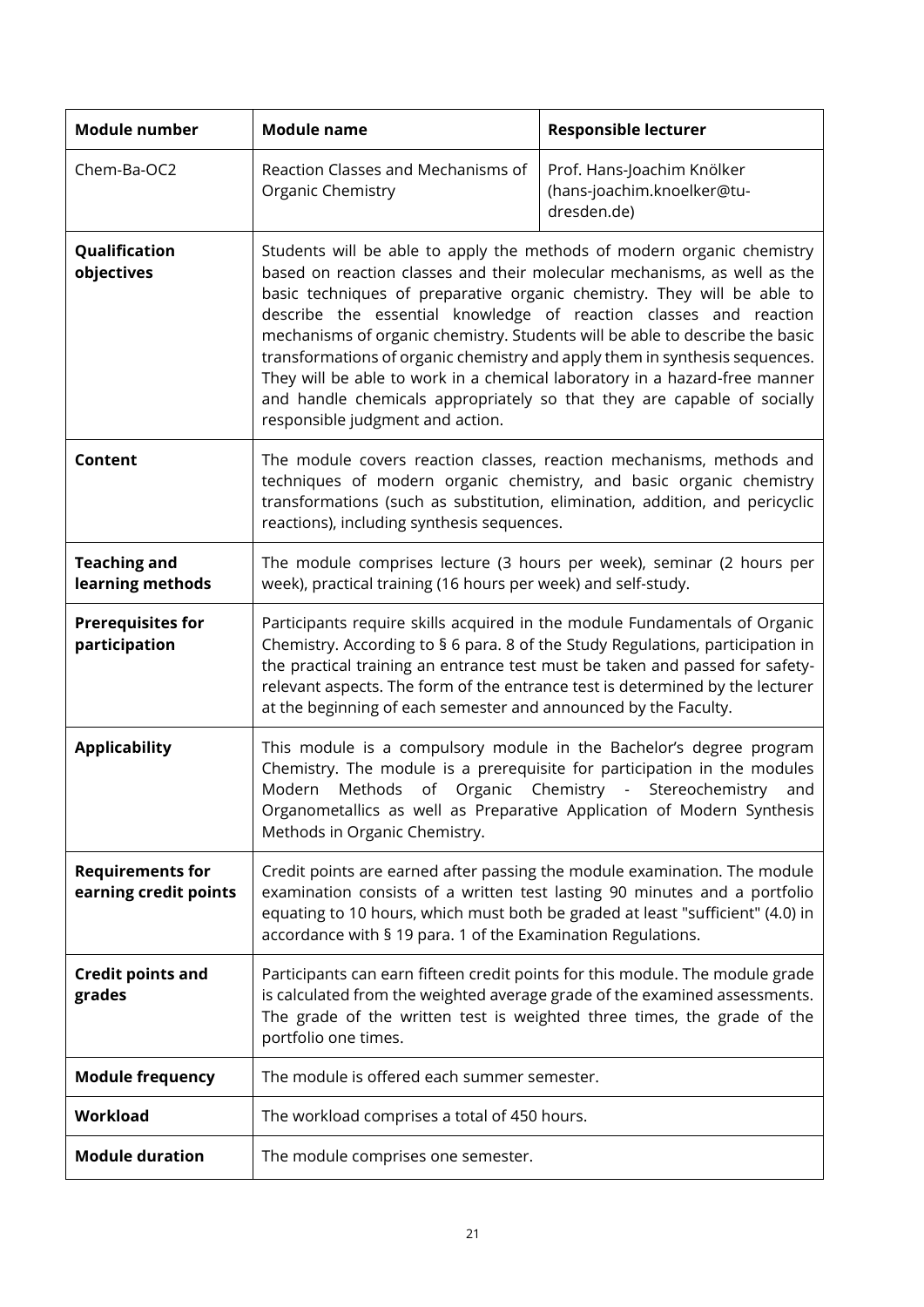| Module number | Module name | Responsible lecturer |
|---|---|---|
| Chem-Ba-OC2 | Reaction Classes and Mechanisms of Organic Chemistry | Prof. Hans-Joachim Knölker (hans-joachim.knoelker@tu-dresden.de) |
| **Qualification objectives** | Students will be able to apply the methods of modern organic chemistry based on reaction classes and their molecular mechanisms, as well as the basic techniques of preparative organic chemistry. They will be able to describe the essential knowledge of reaction classes and reaction mechanisms of organic chemistry. Students will be able to describe the basic transformations of organic chemistry and apply them in synthesis sequences. They will be able to work in a chemical laboratory in a hazard-free manner and handle chemicals appropriately so that they are capable of socially responsible judgment and action. | |
| **Content** | The module covers reaction classes, reaction mechanisms, methods and techniques of modern organic chemistry, and basic organic chemistry transformations (such as substitution, elimination, addition, and pericyclic reactions), including synthesis sequences. | |
| **Teaching and learning methods** | The module comprises lecture (3 hours per week), seminar (2 hours per week), practical training (16 hours per week) and self-study. | |
| **Prerequisites for participation** | Participants require skills acquired in the module Fundamentals of Organic Chemistry. According to § 6 para. 8 of the Study Regulations, participation in the practical training an entrance test must be taken and passed for safety-relevant aspects. The form of the entrance test is determined by the lecturer at the beginning of each semester and announced by the Faculty. | |
| **Applicability** | This module is a compulsory module in the Bachelor's degree program Chemistry. The module is a prerequisite for participation in the modules Modern Methods of Organic Chemistry - Stereochemistry and Organometallics as well as Preparative Application of Modern Synthesis Methods in Organic Chemistry. | |
| **Requirements for earning credit points** | Credit points are earned after passing the module examination. The module examination consists of a written test lasting 90 minutes and a portfolio equating to 10 hours, which must both be graded at least "sufficient" (4.0) in accordance with § 19 para. 1 of the Examination Regulations. | |
| **Credit points and grades** | Participants can earn fifteen credit points for this module. The module grade is calculated from the weighted average grade of the examined assessments. The grade of the written test is weighted three times, the grade of the portfolio one times. | |
| **Module frequency** | The module is offered each summer semester. | |
| **Workload** | The workload comprises a total of 450 hours. | |
| **Module duration** | The module comprises one semester. | |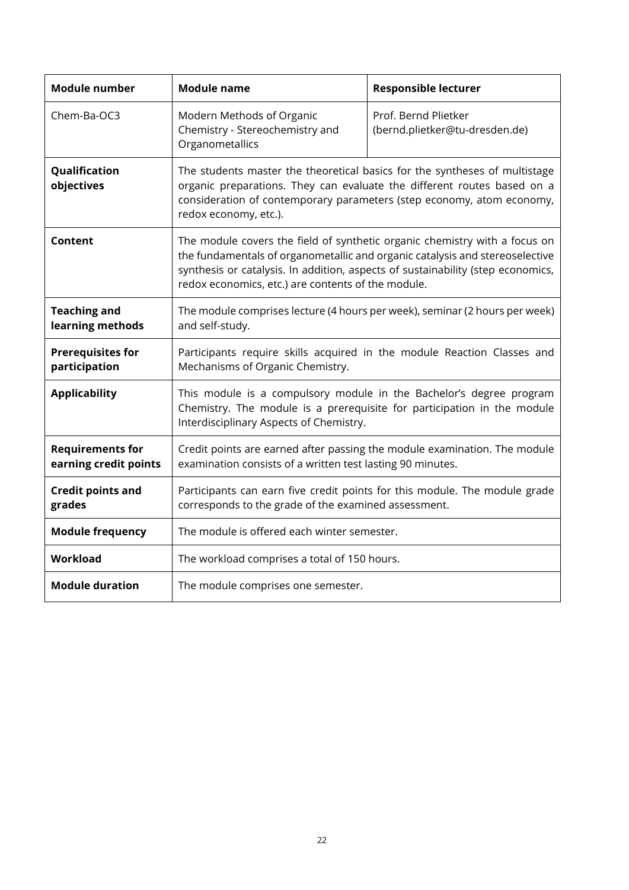| Module number | Module name | Responsible lecturer |
|---|---|---|
| Chem-Ba-OC3 | Modern Methods of Organic Chemistry - Stereochemistry and Organometallics | Prof. Bernd Plietker (bernd.plietker@tu-dresden.de) |
| **Qualification objectives** | The students master the theoretical basics for the syntheses of multistage organic preparations. They can evaluate the different routes based on a consideration of contemporary parameters (step economy, atom economy, redox economy, etc.). | |
| **Content** | The module covers the field of synthetic organic chemistry with a focus on the fundamentals of organometallic and organic catalysis and stereoselective synthesis or catalysis. In addition, aspects of sustainability (step economics, redox economics, etc.) are contents of the module. | |
| **Teaching and learning methods** | The module comprises lecture (4 hours per week), seminar (2 hours per week) and self-study. | |
| **Prerequisites for participation** | Participants require skills acquired in the module Reaction Classes and Mechanisms of Organic Chemistry. | |
| **Applicability** | This module is a compulsory module in the Bachelor's degree program Chemistry. The module is a prerequisite for participation in the module Interdisciplinary Aspects of Chemistry. | |
| **Requirements for earning credit points** | Credit points are earned after passing the module examination. The module examination consists of a written test lasting 90 minutes. | |
| **Credit points and grades** | Participants can earn five credit points for this module. The module grade corresponds to the grade of the examined assessment. | |
| **Module frequency** | The module is offered each winter semester. | |
| **Workload** | The workload comprises a total of 150 hours. | |
| **Module duration** | The module comprises one semester. | |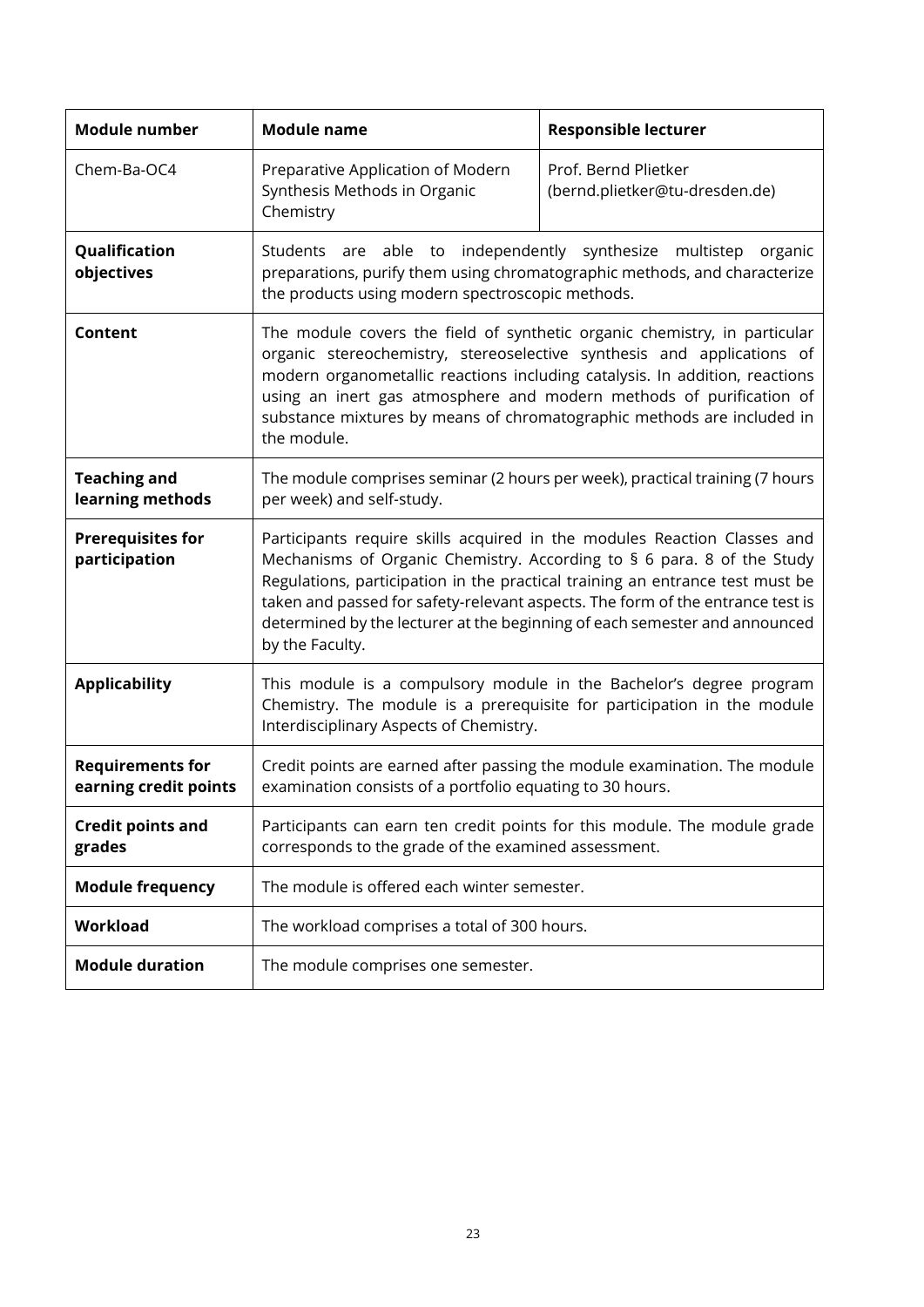| Module number | Module name | Responsible lecturer |
| --- | --- | --- |
| Chem-Ba-OC4 | Preparative Application of Modern Synthesis Methods in Organic Chemistry | Prof. Bernd Plietker (bernd.plietker@tu-dresden.de) |
| **Qualification objectives** | Students are able to independently synthesize multistep organic preparations, purify them using chromatographic methods, and characterize the products using modern spectroscopic methods. | |
| **Content** | The module covers the field of synthetic organic chemistry, in particular organic stereochemistry, stereoselective synthesis and applications of modern organometallic reactions including catalysis. In addition, reactions using an inert gas atmosphere and modern methods of purification of substance mixtures by means of chromatographic methods are included in the module. | |
| **Teaching and learning methods** | The module comprises seminar (2 hours per week), practical training (7 hours per week) and self-study. | |
| **Prerequisites for participation** | Participants require skills acquired in the modules Reaction Classes and Mechanisms of Organic Chemistry. According to § 6 para. 8 of the Study Regulations, participation in the practical training an entrance test must be taken and passed for safety-relevant aspects. The form of the entrance test is determined by the lecturer at the beginning of each semester and announced by the Faculty. | |
| **Applicability** | This module is a compulsory module in the Bachelor's degree program Chemistry. The module is a prerequisite for participation in the module Interdisciplinary Aspects of Chemistry. | |
| **Requirements for earning credit points** | Credit points are earned after passing the module examination. The module examination consists of a portfolio equating to 30 hours. | |
| **Credit points and grades** | Participants can earn ten credit points for this module. The module grade corresponds to the grade of the examined assessment. | |
| **Module frequency** | The module is offered each winter semester. | |
| **Workload** | The workload comprises a total of 300 hours. | |
| **Module duration** | The module comprises one semester. | |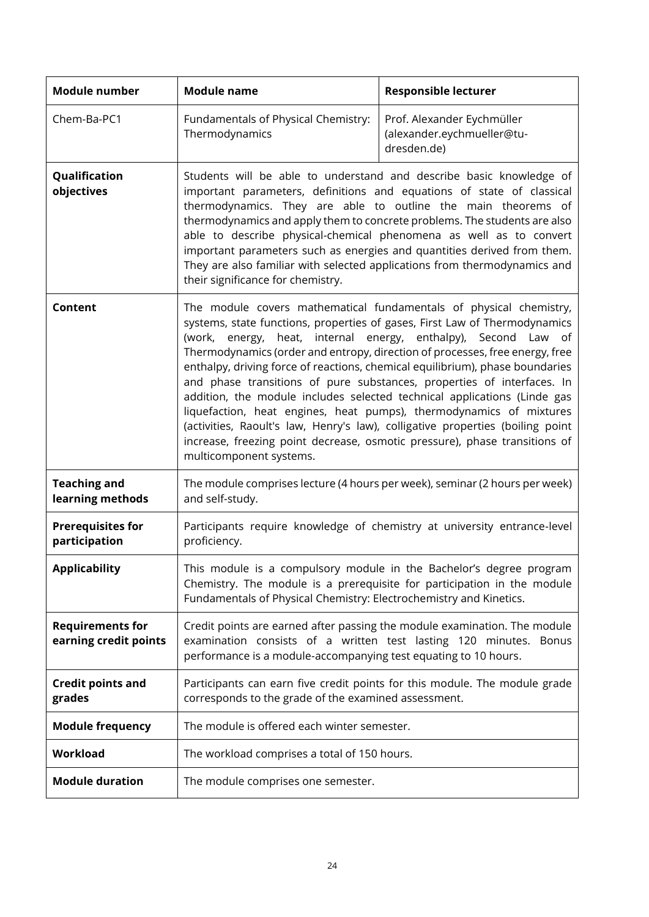| Module number | Module name | Responsible lecturer |
|---|---|---|
| Chem-Ba-PC1 | Fundamentals of Physical Chemistry: Thermodynamics | Prof. Alexander Eychmüller (alexander.eychmueller@tu-dresden.de) |
| **Qualification objectives** | Students will be able to understand and describe basic knowledge of important parameters, definitions and equations of state of classical thermodynamics. They are able to outline the main theorems of thermodynamics and apply them to concrete problems. The students are also able to describe physical-chemical phenomena as well as to convert important parameters such as energies and quantities derived from them. They are also familiar with selected applications from thermodynamics and their significance for chemistry. | |
| **Content** | The module covers mathematical fundamentals of physical chemistry, systems, state functions, properties of gases, First Law of Thermodynamics (work, energy, heat, internal energy, enthalpy), Second Law of Thermodynamics (order and entropy, direction of processes, free energy, free enthalpy, driving force of reactions, chemical equilibrium), phase boundaries and phase transitions of pure substances, properties of interfaces. In addition, the module includes selected technical applications (Linde gas liquefaction, heat engines, heat pumps), thermodynamics of mixtures (activities, Raoult's law, Henry's law), colligative properties (boiling point increase, freezing point decrease, osmotic pressure), phase transitions of multicomponent systems. | |
| **Teaching and learning methods** | The module comprises lecture (4 hours per week), seminar (2 hours per week) and self-study. | |
| **Prerequisites for participation** | Participants require knowledge of chemistry at university entrance-level proficiency. | |
| **Applicability** | This module is a compulsory module in the Bachelor's degree program Chemistry. The module is a prerequisite for participation in the module Fundamentals of Physical Chemistry: Electrochemistry and Kinetics. | |
| **Requirements for earning credit points** | Credit points are earned after passing the module examination. The module examination consists of a written test lasting 120 minutes. Bonus performance is a module-accompanying test equating to 10 hours. | |
| **Credit points and grades** | Participants can earn five credit points for this module. The module grade corresponds to the grade of the examined assessment. | |
| **Module frequency** | The module is offered each winter semester. | |
| **Workload** | The workload comprises a total of 150 hours. | |
| **Module duration** | The module comprises one semester. | |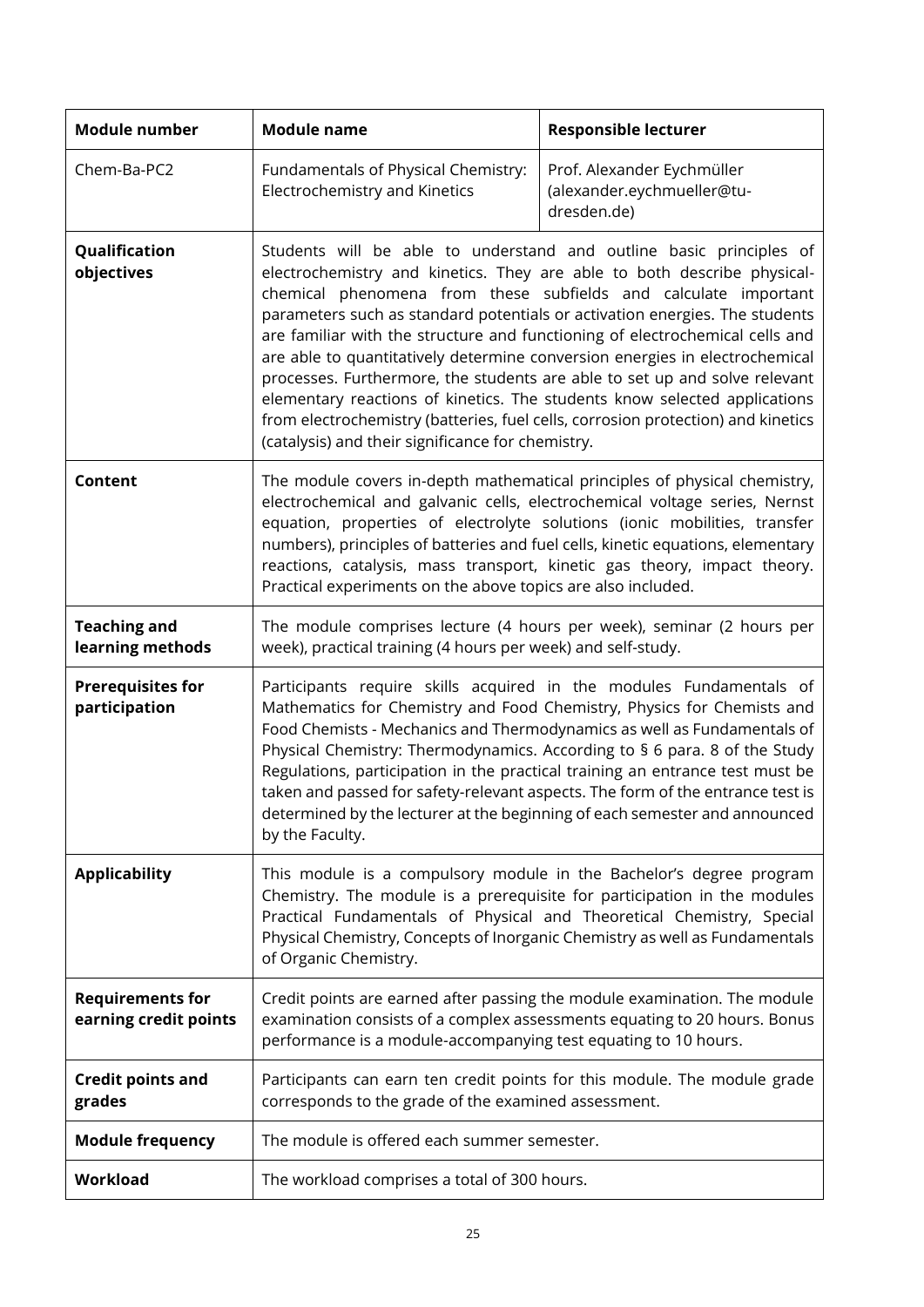| Module number | Module name | Responsible lecturer |
|---|---|---|
| Chem-Ba-PC2 | Fundamentals of Physical Chemistry: Electrochemistry and Kinetics | Prof. Alexander Eychmüller (alexander.eychmueller@tu-dresden.de) |
| **Qualification objectives** | Students will be able to understand and outline basic principles of electrochemistry and kinetics. They are able to both describe physical-chemical phenomena from these subfields and calculate important parameters such as standard potentials or activation energies. The students are familiar with the structure and functioning of electrochemical cells and are able to quantitatively determine conversion energies in electrochemical processes. Furthermore, the students are able to set up and solve relevant elementary reactions of kinetics. The students know selected applications from electrochemistry (batteries, fuel cells, corrosion protection) and kinetics (catalysis) and their significance for chemistry. | |
| **Content** | The module covers in-depth mathematical principles of physical chemistry, electrochemical and galvanic cells, electrochemical voltage series, Nernst equation, properties of electrolyte solutions (ionic mobilities, transfer numbers), principles of batteries and fuel cells, kinetic equations, elementary reactions, catalysis, mass transport, kinetic gas theory, impact theory. Practical experiments on the above topics are also included. | |
| **Teaching and learning methods** | The module comprises lecture (4 hours per week), seminar (2 hours per week), practical training (4 hours per week) and self-study. | |
| **Prerequisites for participation** | Participants require skills acquired in the modules Fundamentals of Mathematics for Chemistry and Food Chemistry, Physics for Chemists and Food Chemists - Mechanics and Thermodynamics as well as Fundamentals of Physical Chemistry: Thermodynamics. According to § 6 para. 8 of the Study Regulations, participation in the practical training an entrance test must be taken and passed for safety-relevant aspects. The form of the entrance test is determined by the lecturer at the beginning of each semester and announced by the Faculty. | |
| **Applicability** | This module is a compulsory module in the Bachelor's degree program Chemistry. The module is a prerequisite for participation in the modules Practical Fundamentals of Physical and Theoretical Chemistry, Special Physical Chemistry, Concepts of Inorganic Chemistry as well as Fundamentals of Organic Chemistry. | |
| **Requirements for earning credit points** | Credit points are earned after passing the module examination. The module examination consists of a complex assessments equating to 20 hours. Bonus performance is a module-accompanying test equating to 10 hours. | |
| **Credit points and grades** | Participants can earn ten credit points for this module. The module grade corresponds to the grade of the examined assessment. | |
| **Module frequency** | The module is offered each summer semester. | |
| **Workload** | The workload comprises a total of 300 hours. | |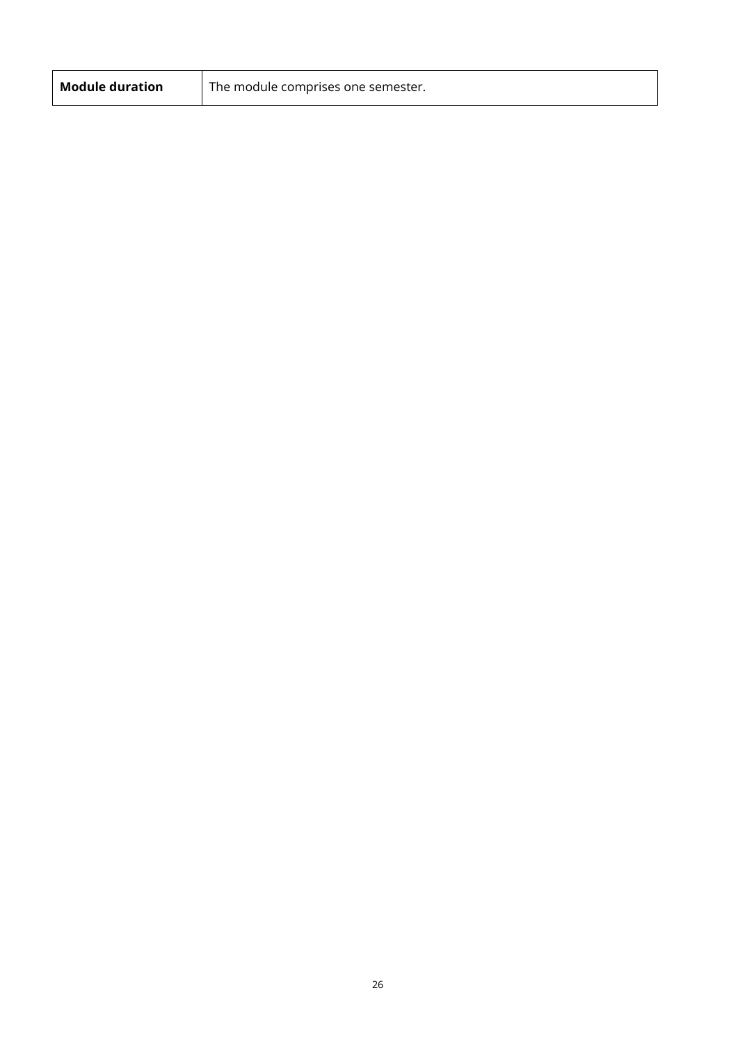| **Module duration** | The module comprises one semester. |
|---|---|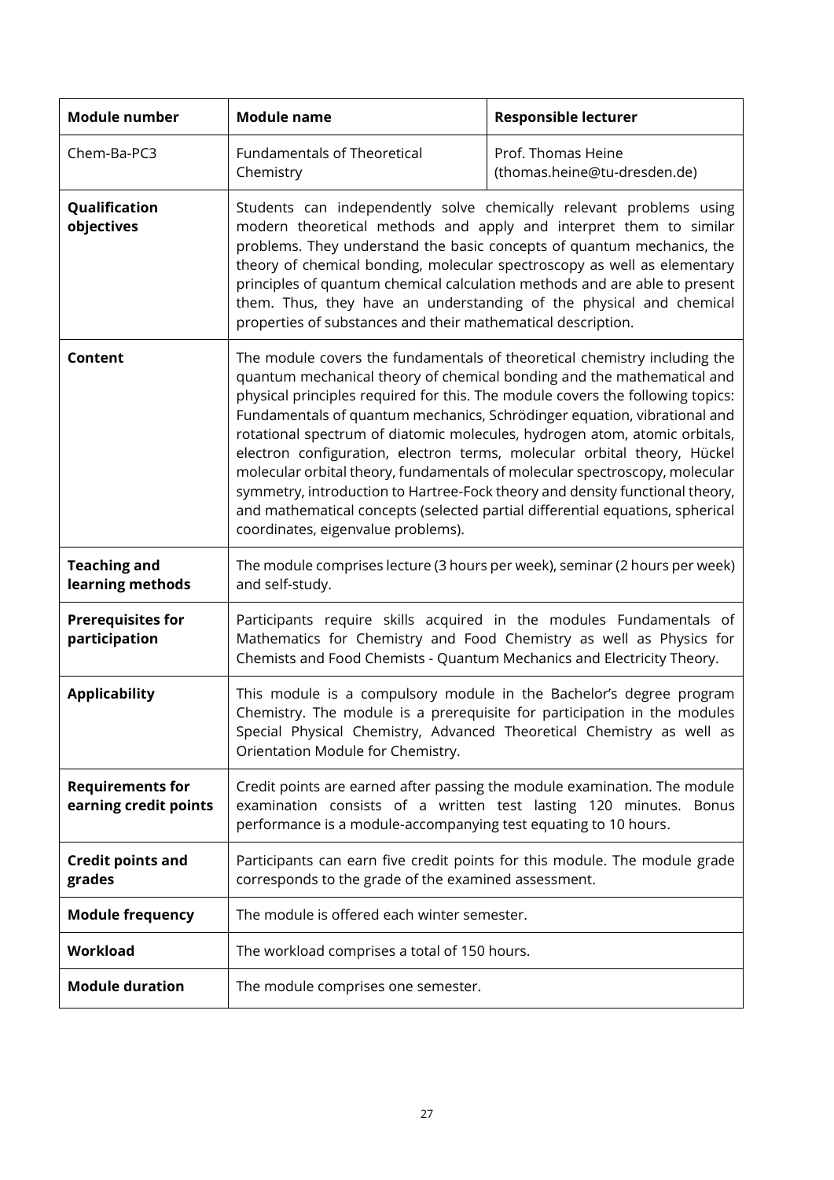| Module number | Module name | Responsible lecturer |
|---|---|---|
| Chem-Ba-PC3 | Fundamentals of Theoretical Chemistry | Prof. Thomas Heine (thomas.heine@tu-dresden.de) |
| **Qualification objectives** | Students can independently solve chemically relevant problems using modern theoretical methods and apply and interpret them to similar problems. They understand the basic concepts of quantum mechanics, the theory of chemical bonding, molecular spectroscopy as well as elementary principles of quantum chemical calculation methods and are able to present them. Thus, they have an understanding of the physical and chemical properties of substances and their mathematical description. | |
| **Content** | The module covers the fundamentals of theoretical chemistry including the quantum mechanical theory of chemical bonding and the mathematical and physical principles required for this. The module covers the following topics: Fundamentals of quantum mechanics, Schrödinger equation, vibrational and rotational spectrum of diatomic molecules, hydrogen atom, atomic orbitals, electron configuration, electron terms, molecular orbital theory, Hückel molecular orbital theory, fundamentals of molecular spectroscopy, molecular symmetry, introduction to Hartree-Fock theory and density functional theory, and mathematical concepts (selected partial differential equations, spherical coordinates, eigenvalue problems). | |
| **Teaching and learning methods** | The module comprises lecture (3 hours per week), seminar (2 hours per week) and self-study. | |
| **Prerequisites for participation** | Participants require skills acquired in the modules Fundamentals of Mathematics for Chemistry and Food Chemistry as well as Physics for Chemists and Food Chemists - Quantum Mechanics and Electricity Theory. | |
| **Applicability** | This module is a compulsory module in the Bachelor's degree program Chemistry. The module is a prerequisite for participation in the modules Special Physical Chemistry, Advanced Theoretical Chemistry as well as Orientation Module for Chemistry. | |
| **Requirements for earning credit points** | Credit points are earned after passing the module examination. The module examination consists of a written test lasting 120 minutes. Bonus performance is a module-accompanying test equating to 10 hours. | |
| **Credit points and grades** | Participants can earn five credit points for this module. The module grade corresponds to the grade of the examined assessment. | |
| **Module frequency** | The module is offered each winter semester. | |
| **Workload** | The workload comprises a total of 150 hours. | |
| **Module duration** | The module comprises one semester. | |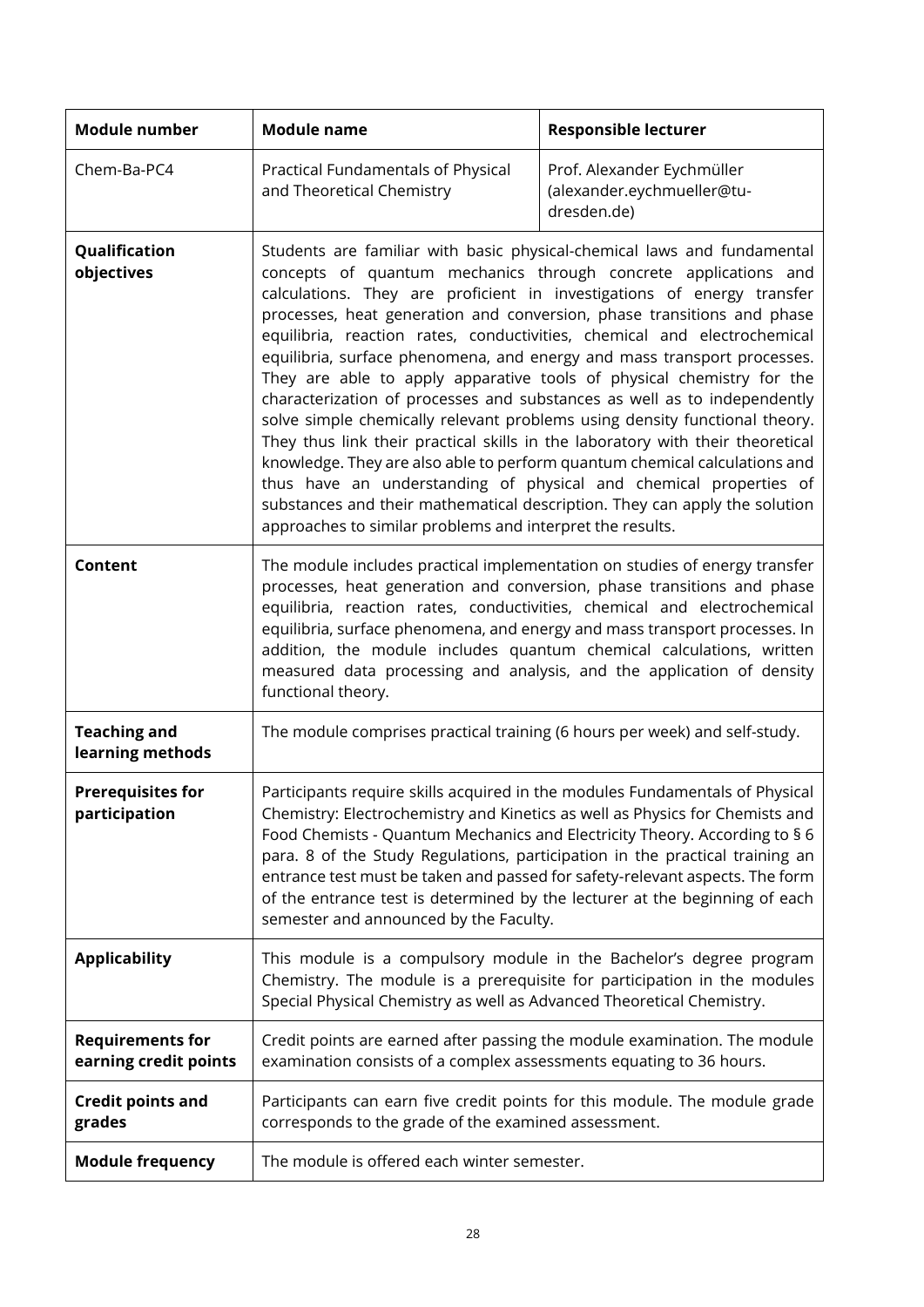| Module number | Module name | Responsible lecturer |
|---|---|---|
| Chem-Ba-PC4 | Practical Fundamentals of Physical and Theoretical Chemistry | Prof. Alexander Eychmüller (alexander.eychmueller@tu-dresden.de) |
| **Qualification objectives** | Students are familiar with basic physical-chemical laws and fundamental concepts of quantum mechanics through concrete applications and calculations. They are proficient in investigations of energy transfer processes, heat generation and conversion, phase transitions and phase equilibria, reaction rates, conductivities, chemical and electrochemical equilibria, surface phenomena, and energy and mass transport processes. They are able to apply apparative tools of physical chemistry for the characterization of processes and substances as well as to independently solve simple chemically relevant problems using density functional theory. They thus link their practical skills in the laboratory with their theoretical knowledge. They are also able to perform quantum chemical calculations and thus have an understanding of physical and chemical properties of substances and their mathematical description. They can apply the solution approaches to similar problems and interpret the results. | |
| **Content** | The module includes practical implementation on studies of energy transfer processes, heat generation and conversion, phase transitions and phase equilibria, reaction rates, conductivities, chemical and electrochemical equilibria, surface phenomena, and energy and mass transport processes. In addition, the module includes quantum chemical calculations, written measured data processing and analysis, and the application of density functional theory. | |
| **Teaching and learning methods** | The module comprises practical training (6 hours per week) and self-study. | |
| **Prerequisites for participation** | Participants require skills acquired in the modules Fundamentals of Physical Chemistry: Electrochemistry and Kinetics as well as Physics for Chemists and Food Chemists - Quantum Mechanics and Electricity Theory. According to § 6 para. 8 of the Study Regulations, participation in the practical training an entrance test must be taken and passed for safety-relevant aspects. The form of the entrance test is determined by the lecturer at the beginning of each semester and announced by the Faculty. | |
| **Applicability** | This module is a compulsory module in the Bachelor's degree program Chemistry. The module is a prerequisite for participation in the modules Special Physical Chemistry as well as Advanced Theoretical Chemistry. | |
| **Requirements for earning credit points** | Credit points are earned after passing the module examination. The module examination consists of a complex assessments equating to 36 hours. | |
| **Credit points and grades** | Participants can earn five credit points for this module. The module grade corresponds to the grade of the examined assessment. | |
| **Module frequency** | The module is offered each winter semester. | |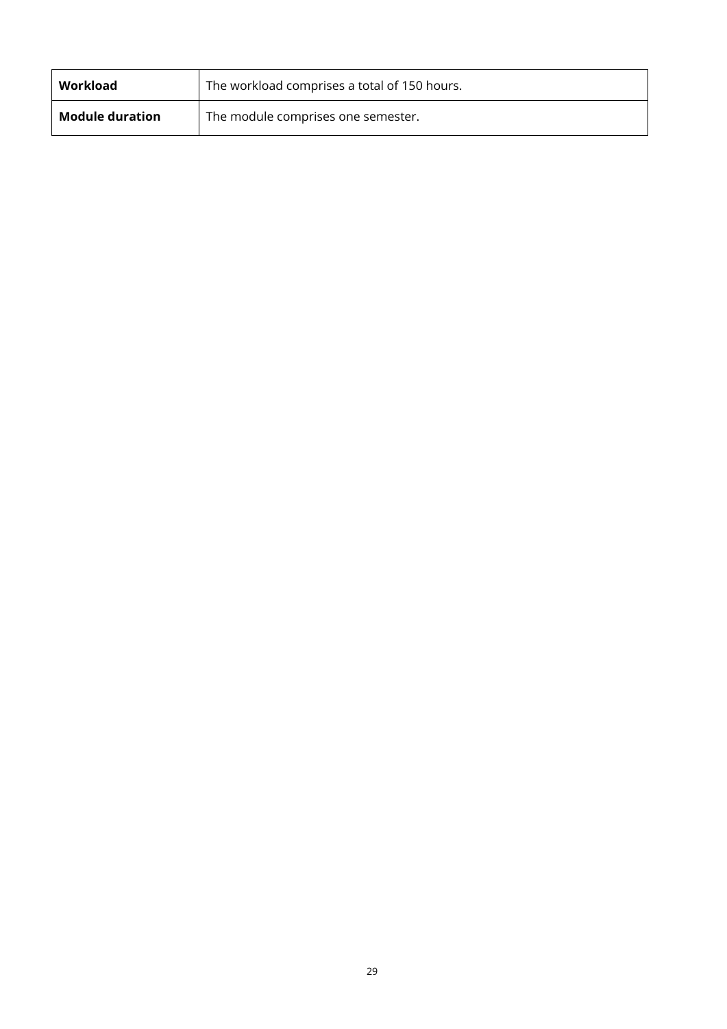| **Workload** | The workload comprises a total of 150 hours. |
|---|---|
| **Module duration** | The module comprises one semester. |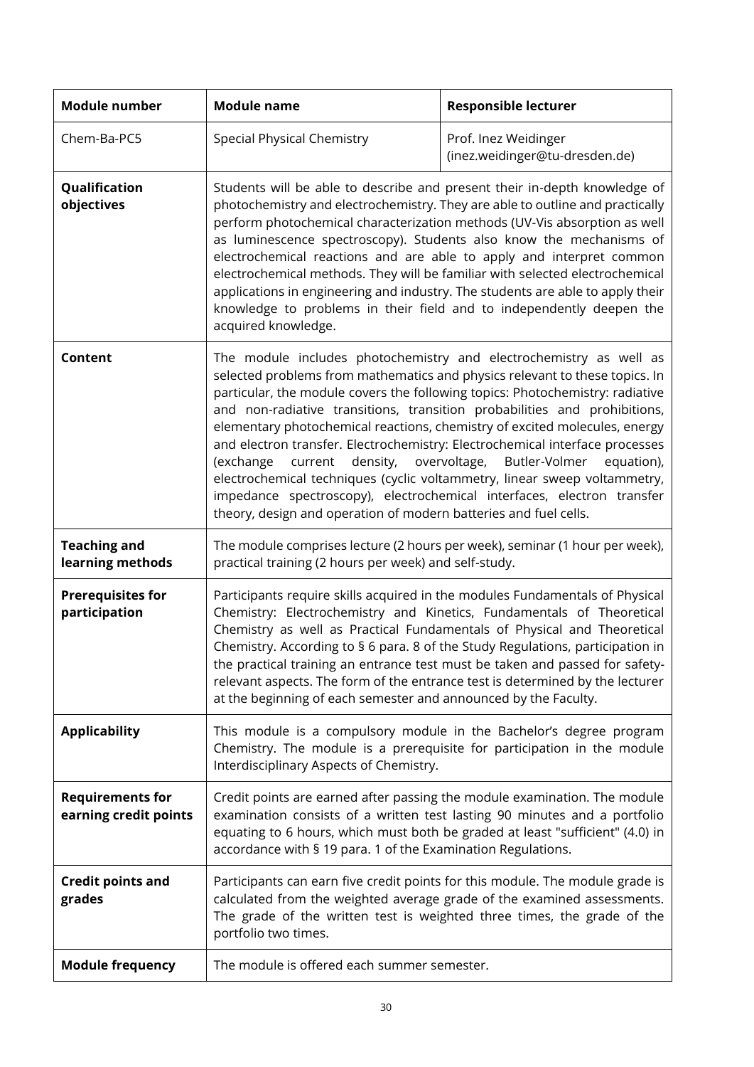| Module number | Module name | Responsible lecturer |
|---|---|---|
| Chem-Ba-PC5 | Special Physical Chemistry | Prof. Inez Weidinger (inez.weidinger@tu-dresden.de) |
| **Qualification objectives** | Students will be able to describe and present their in-depth knowledge of photochemistry and electrochemistry. They are able to outline and practically perform photochemical characterization methods (UV-Vis absorption as well as luminescence spectroscopy). Students also know the mechanisms of electrochemical reactions and are able to apply and interpret common electrochemical methods. They will be familiar with selected electrochemical applications in engineering and industry. The students are able to apply their knowledge to problems in their field and to independently deepen the acquired knowledge. | |
| **Content** | The module includes photochemistry and electrochemistry as well as selected problems from mathematics and physics relevant to these topics. In particular, the module covers the following topics: Photochemistry: radiative and non-radiative transitions, transition probabilities and prohibitions, elementary photochemical reactions, chemistry of excited molecules, energy and electron transfer. Electrochemistry: Electrochemical interface processes (exchange current density, overvoltage, Butler-Volmer equation), electrochemical techniques (cyclic voltammetry, linear sweep voltammetry, impedance spectroscopy), electrochemical interfaces, electron transfer theory, design and operation of modern batteries and fuel cells. | |
| **Teaching and learning methods** | The module comprises lecture (2 hours per week), seminar (1 hour per week), practical training (2 hours per week) and self-study. | |
| **Prerequisites for participation** | Participants require skills acquired in the modules Fundamentals of Physical Chemistry: Electrochemistry and Kinetics, Fundamentals of Theoretical Chemistry as well as Practical Fundamentals of Physical and Theoretical Chemistry. According to § 6 para. 8 of the Study Regulations, participation in the practical training an entrance test must be taken and passed for safety-relevant aspects. The form of the entrance test is determined by the lecturer at the beginning of each semester and announced by the Faculty. | |
| **Applicability** | This module is a compulsory module in the Bachelor's degree program Chemistry. The module is a prerequisite for participation in the module Interdisciplinary Aspects of Chemistry. | |
| **Requirements for earning credit points** | Credit points are earned after passing the module examination. The module examination consists of a written test lasting 90 minutes and a portfolio equating to 6 hours, which must both be graded at least "sufficient" (4.0) in accordance with § 19 para. 1 of the Examination Regulations. | |
| **Credit points and grades** | Participants can earn five credit points for this module. The module grade is calculated from the weighted average grade of the examined assessments. The grade of the written test is weighted three times, the grade of the portfolio two times. | |
| **Module frequency** | The module is offered each summer semester. | |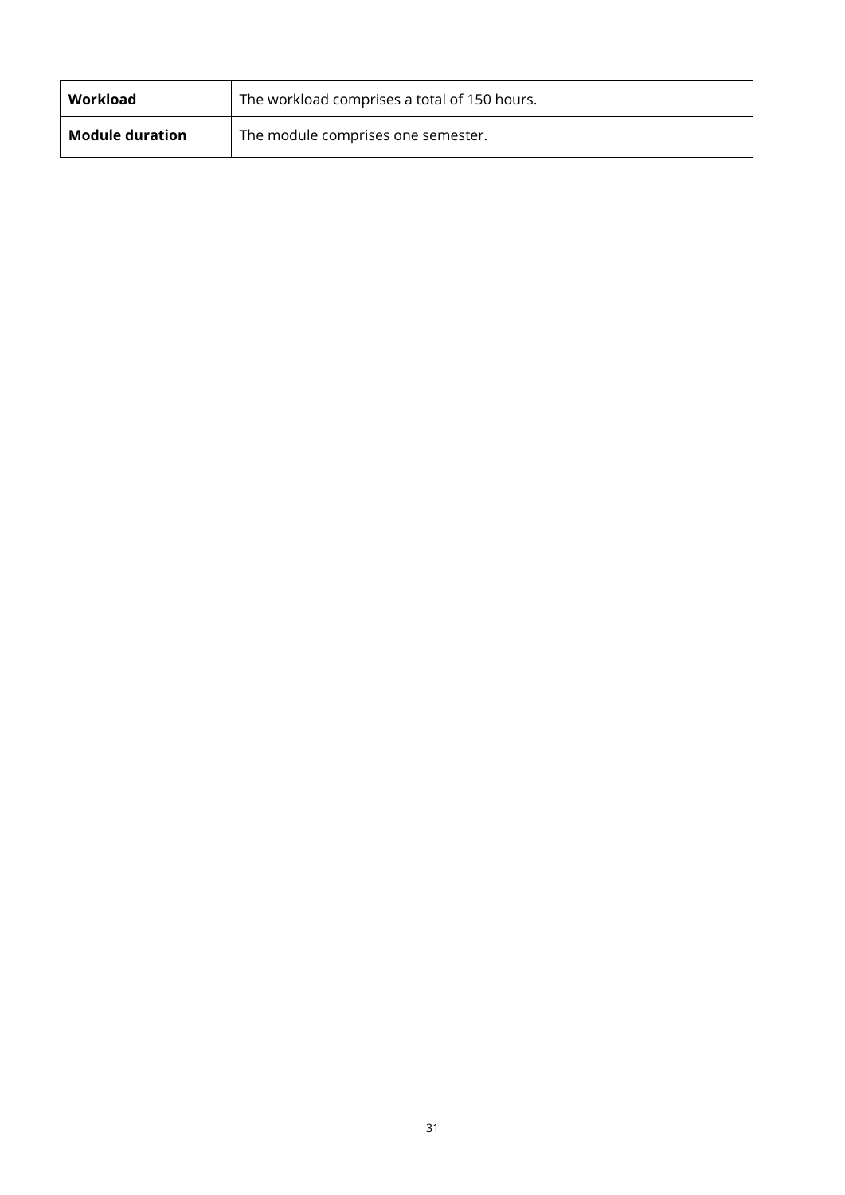| **Workload** | The workload comprises a total of 150 hours. |
| --- | --- |
| **Module duration** | The module comprises one semester. |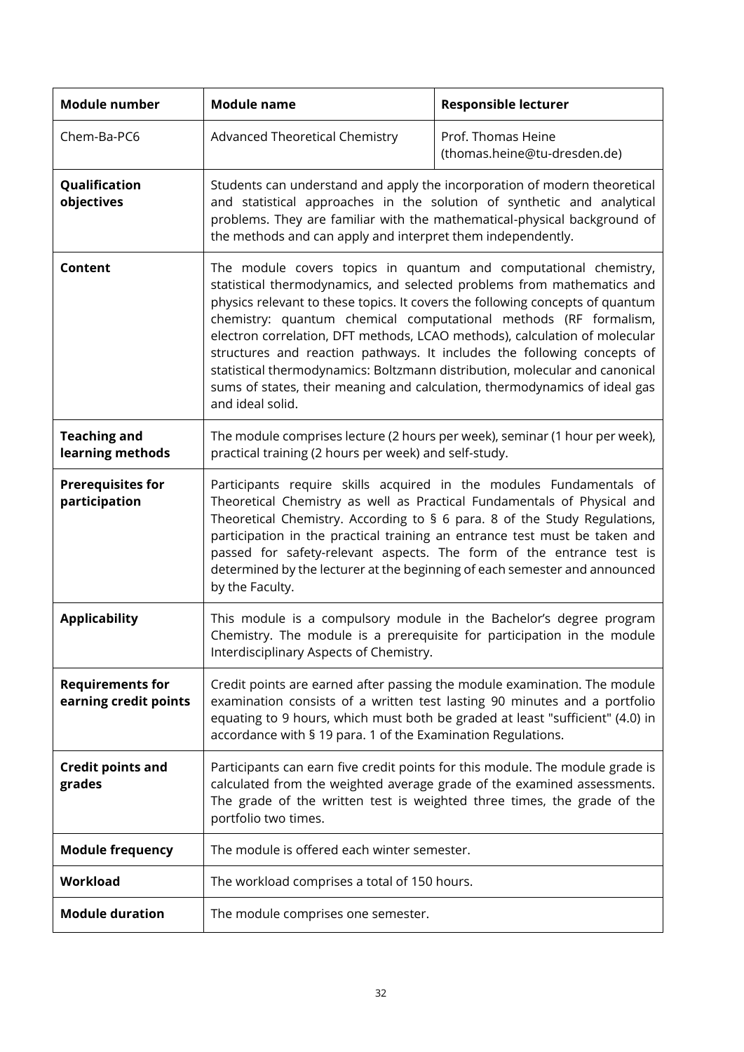| **Module number** | **Module name** | **Responsible lecturer** |
|---|---|---|
| Chem-Ba-PC6 | Advanced Theoretical Chemistry | Prof. Thomas Heine (thomas.heine@tu-dresden.de) |
| **Qualification objectives** | Students can understand and apply the incorporation of modern theoretical and statistical approaches in the solution of synthetic and analytical problems. They are familiar with the mathematical-physical background of the methods and can apply and interpret them independently. | |
| **Content** | The module covers topics in quantum and computational chemistry, statistical thermodynamics, and selected problems from mathematics and physics relevant to these topics. It covers the following concepts of quantum chemistry: quantum chemical computational methods (RF formalism, electron correlation, DFT methods, LCAO methods), calculation of molecular structures and reaction pathways. It includes the following concepts of statistical thermodynamics: Boltzmann distribution, molecular and canonical sums of states, their meaning and calculation, thermodynamics of ideal gas and ideal solid. | |
| **Teaching and learning methods** | The module comprises lecture (2 hours per week), seminar (1 hour per week), practical training (2 hours per week) and self-study. | |
| **Prerequisites for participation** | Participants require skills acquired in the modules Fundamentals of Theoretical Chemistry as well as Practical Fundamentals of Physical and Theoretical Chemistry. According to § 6 para. 8 of the Study Regulations, participation in the practical training an entrance test must be taken and passed for safety-relevant aspects. The form of the entrance test is determined by the lecturer at the beginning of each semester and announced by the Faculty. | |
| **Applicability** | This module is a compulsory module in the Bachelor's degree program Chemistry. The module is a prerequisite for participation in the module Interdisciplinary Aspects of Chemistry. | |
| **Requirements for earning credit points** | Credit points are earned after passing the module examination. The module examination consists of a written test lasting 90 minutes and a portfolio equating to 9 hours, which must both be graded at least "sufficient" (4.0) in accordance with § 19 para. 1 of the Examination Regulations. | |
| **Credit points and grades** | Participants can earn five credit points for this module. The module grade is calculated from the weighted average grade of the examined assessments. The grade of the written test is weighted three times, the grade of the portfolio two times. | |
| **Module frequency** | The module is offered each winter semester. | |
| **Workload** | The workload comprises a total of 150 hours. | |
| **Module duration** | The module comprises one semester. | |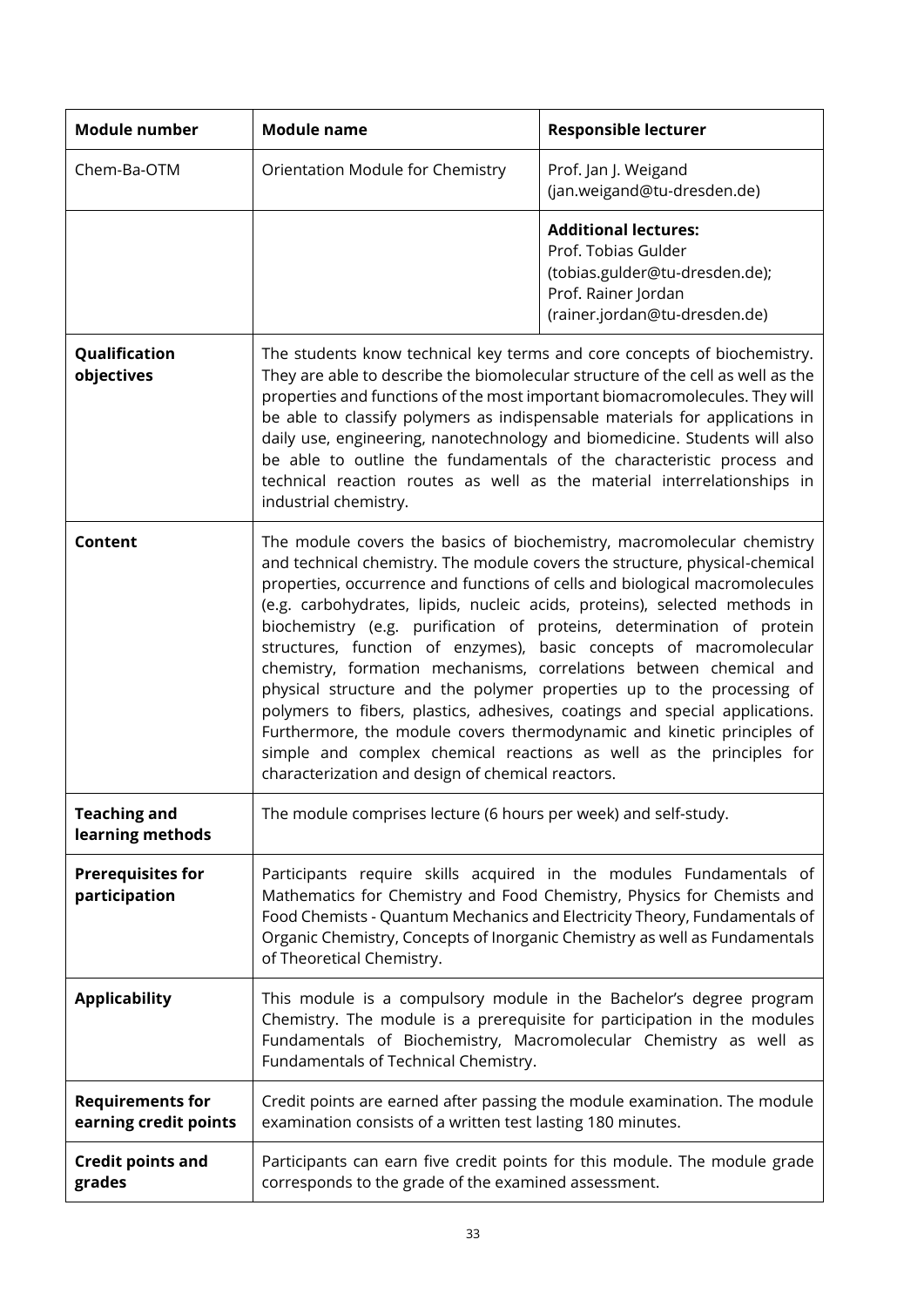| Module number | Module name | Responsible lecturer |
|---|---|---|
| Chem-Ba-OTM | Orientation Module for Chemistry | Prof. Jan J. Weigand (jan.weigand@tu-dresden.de) |
| | | **Additional lectures:** Prof. Tobias Gulder (tobias.gulder@tu-dresden.de); Prof. Rainer Jordan (rainer.jordan@tu-dresden.de) |
| **Qualification objectives** | The students know technical key terms and core concepts of biochemistry. They are able to describe the biomolecular structure of the cell as well as the properties and functions of the most important biomacromolecules. They will be able to classify polymers as indispensable materials for applications in daily use, engineering, nanotechnology and biomedicine. Students will also be able to outline the fundamentals of the characteristic process and technical reaction routes as well as the material interrelationships in industrial chemistry. | |
| **Content** | The module covers the basics of biochemistry, macromolecular chemistry and technical chemistry. The module covers the structure, physical-chemical properties, occurrence and functions of cells and biological macromolecules (e.g. carbohydrates, lipids, nucleic acids, proteins), selected methods in biochemistry (e.g. purification of proteins, determination of protein structures, function of enzymes), basic concepts of macromolecular chemistry, formation mechanisms, correlations between chemical and physical structure and the polymer properties up to the processing of polymers to fibers, plastics, adhesives, coatings and special applications. Furthermore, the module covers thermodynamic and kinetic principles of simple and complex chemical reactions as well as the principles for characterization and design of chemical reactors. | |
| **Teaching and learning methods** | The module comprises lecture (6 hours per week) and self-study. | |
| **Prerequisites for participation** | Participants require skills acquired in the modules Fundamentals of Mathematics for Chemistry and Food Chemistry, Physics for Chemists and Food Chemists - Quantum Mechanics and Electricity Theory, Fundamentals of Organic Chemistry, Concepts of Inorganic Chemistry as well as Fundamentals of Theoretical Chemistry. | |
| **Applicability** | This module is a compulsory module in the Bachelor's degree program Chemistry. The module is a prerequisite for participation in the modules Fundamentals of Biochemistry, Macromolecular Chemistry as well as Fundamentals of Technical Chemistry. | |
| **Requirements for earning credit points** | Credit points are earned after passing the module examination. The module examination consists of a written test lasting 180 minutes. | |
| **Credit points and grades** | Participants can earn five credit points for this module. The module grade corresponds to the grade of the examined assessment. | |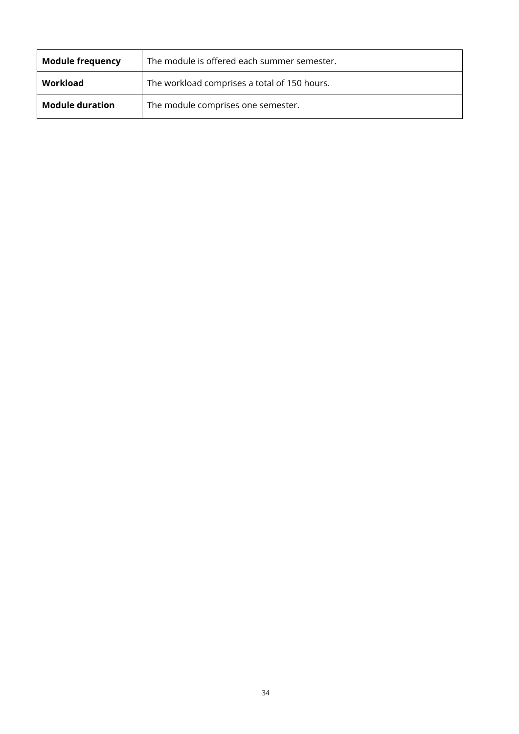| **Module frequency** | The module is offered each summer semester. |
|---|---|
| **Workload** | The workload comprises a total of 150 hours. |
| **Module duration** | The module comprises one semester. |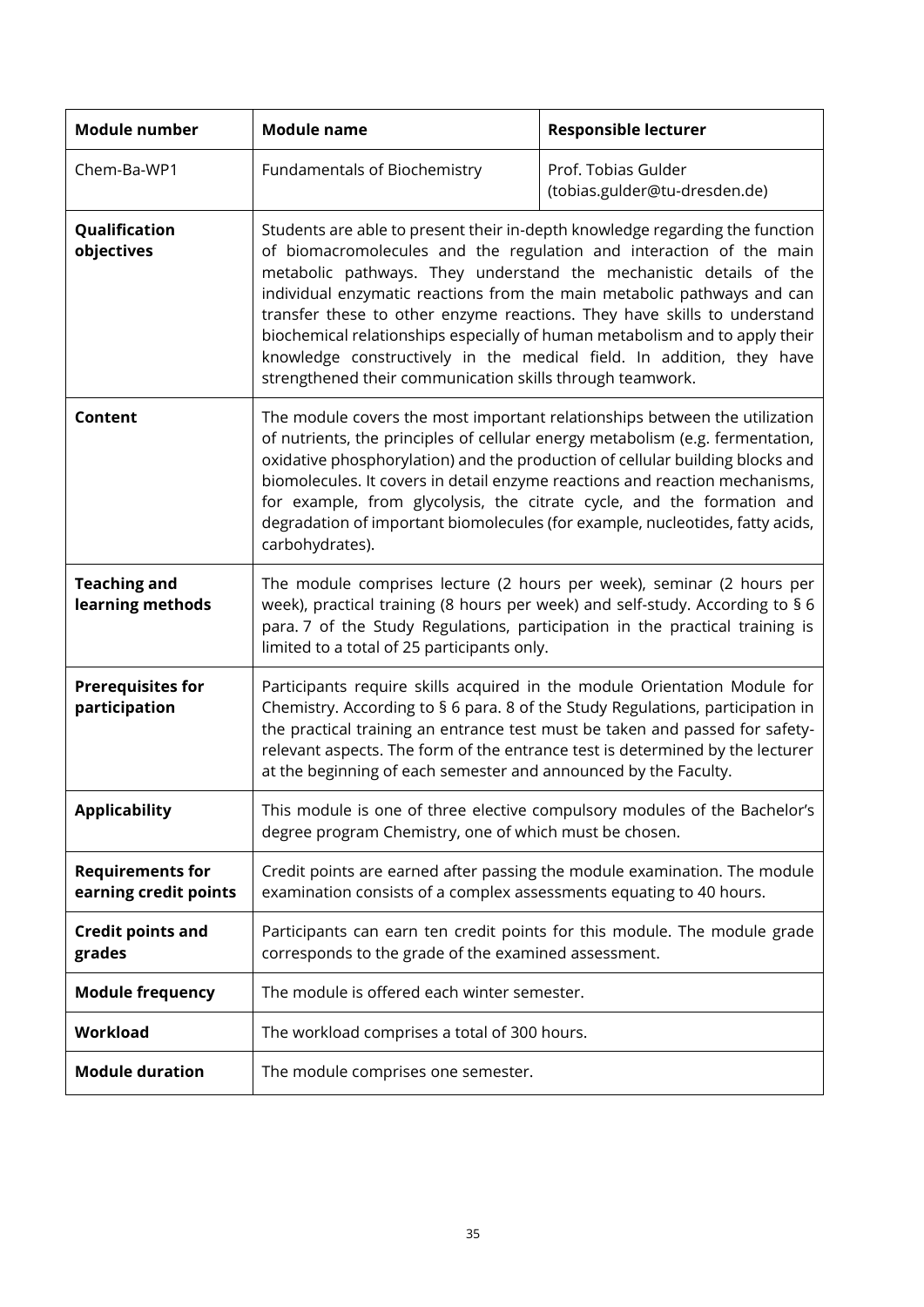| Module number | Module name | Responsible lecturer |
| --- | --- | --- |
| Chem-Ba-WP1 | Fundamentals of Biochemistry | Prof. Tobias Gulder (tobias.gulder@tu-dresden.de) |
| **Qualification objectives** | Students are able to present their in-depth knowledge regarding the function of biomacromolecules and the regulation and interaction of the main metabolic pathways. They understand the mechanistic details of the individual enzymatic reactions from the main metabolic pathways and can transfer these to other enzyme reactions. They have skills to understand biochemical relationships especially of human metabolism and to apply their knowledge constructively in the medical field. In addition, they have strengthened their communication skills through teamwork. | |
| **Content** | The module covers the most important relationships between the utilization of nutrients, the principles of cellular energy metabolism (e.g. fermentation, oxidative phosphorylation) and the production of cellular building blocks and biomolecules. It covers in detail enzyme reactions and reaction mechanisms, for example, from glycolysis, the citrate cycle, and the formation and degradation of important biomolecules (for example, nucleotides, fatty acids, carbohydrates). | |
| **Teaching and learning methods** | The module comprises lecture (2 hours per week), seminar (2 hours per week), practical training (8 hours per week) and self-study. According to § 6 para. 7 of the Study Regulations, participation in the practical training is limited to a total of 25 participants only. | |
| **Prerequisites for participation** | Participants require skills acquired in the module Orientation Module for Chemistry. According to § 6 para. 8 of the Study Regulations, participation in the practical training an entrance test must be taken and passed for safety-relevant aspects. The form of the entrance test is determined by the lecturer at the beginning of each semester and announced by the Faculty. | |
| **Applicability** | This module is one of three elective compulsory modules of the Bachelor's degree program Chemistry, one of which must be chosen. | |
| **Requirements for earning credit points** | Credit points are earned after passing the module examination. The module examination consists of a complex assessments equating to 40 hours. | |
| **Credit points and grades** | Participants can earn ten credit points for this module. The module grade corresponds to the grade of the examined assessment. | |
| **Module frequency** | The module is offered each winter semester. | |
| **Workload** | The workload comprises a total of 300 hours. | |
| **Module duration** | The module comprises one semester. | |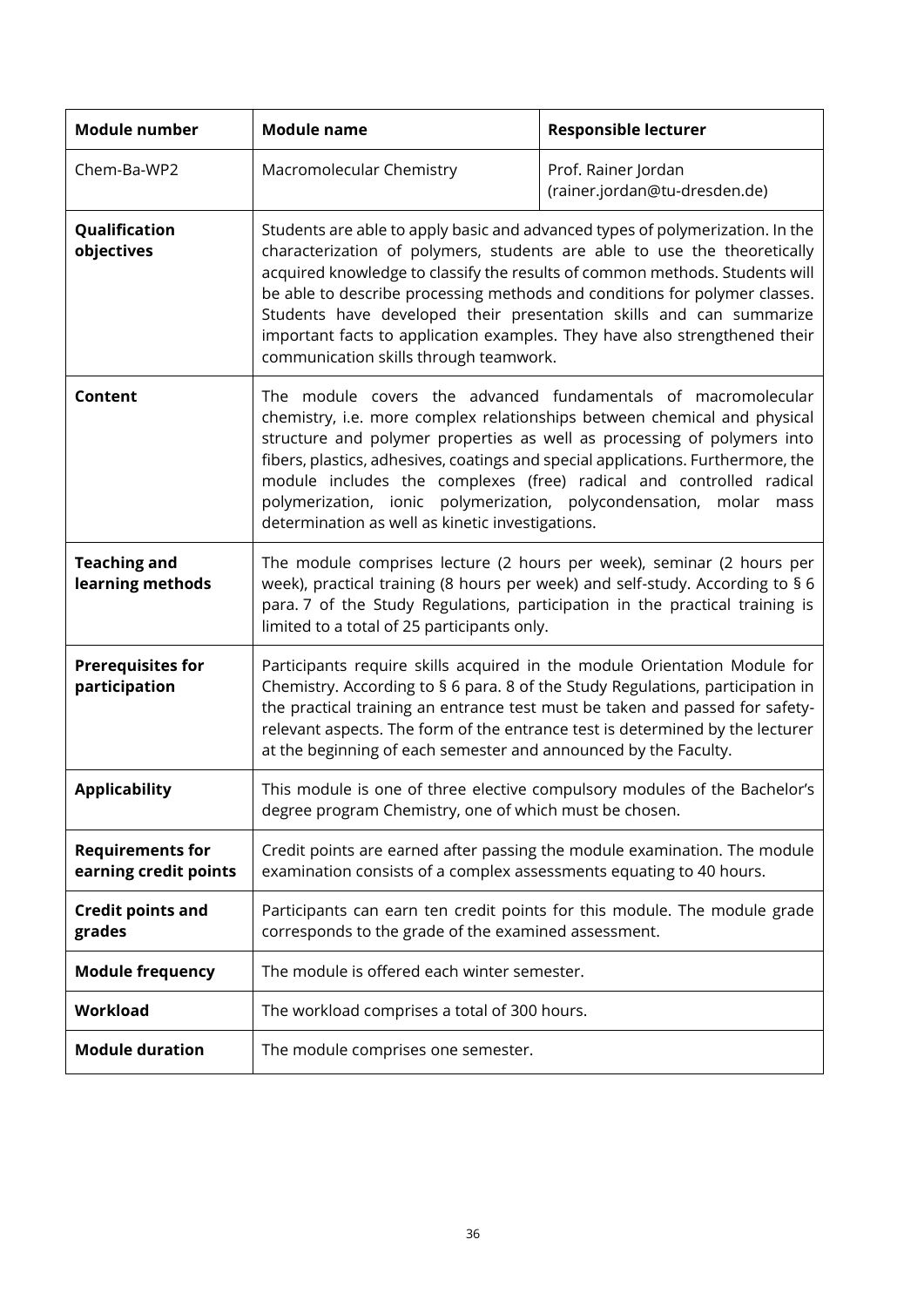| Module number | Module name | Responsible lecturer |
|---|---|---|
| Chem-Ba-WP2 | Macromolecular Chemistry | Prof. Rainer Jordan (rainer.jordan@tu-dresden.de) |
| **Qualification objectives** | Students are able to apply basic and advanced types of polymerization. In the characterization of polymers, students are able to use the theoretically acquired knowledge to classify the results of common methods. Students will be able to describe processing methods and conditions for polymer classes. Students have developed their presentation skills and can summarize important facts to application examples. They have also strengthened their communication skills through teamwork. | |
| **Content** | The module covers the advanced fundamentals of macromolecular chemistry, i.e. more complex relationships between chemical and physical structure and polymer properties as well as processing of polymers into fibers, plastics, adhesives, coatings and special applications. Furthermore, the module includes the complexes (free) radical and controlled radical polymerization, ionic polymerization, polycondensation, molar mass determination as well as kinetic investigations. | |
| **Teaching and learning methods** | The module comprises lecture (2 hours per week), seminar (2 hours per week), practical training (8 hours per week) and self-study. According to § 6 para. 7 of the Study Regulations, participation in the practical training is limited to a total of 25 participants only. | |
| **Prerequisites for participation** | Participants require skills acquired in the module Orientation Module for Chemistry. According to § 6 para. 8 of the Study Regulations, participation in the practical training an entrance test must be taken and passed for safety-relevant aspects. The form of the entrance test is determined by the lecturer at the beginning of each semester and announced by the Faculty. | |
| **Applicability** | This module is one of three elective compulsory modules of the Bachelor's degree program Chemistry, one of which must be chosen. | |
| **Requirements for earning credit points** | Credit points are earned after passing the module examination. The module examination consists of a complex assessments equating to 40 hours. | |
| **Credit points and grades** | Participants can earn ten credit points for this module. The module grade corresponds to the grade of the examined assessment. | |
| **Module frequency** | The module is offered each winter semester. | |
| **Workload** | The workload comprises a total of 300 hours. | |
| **Module duration** | The module comprises one semester. | |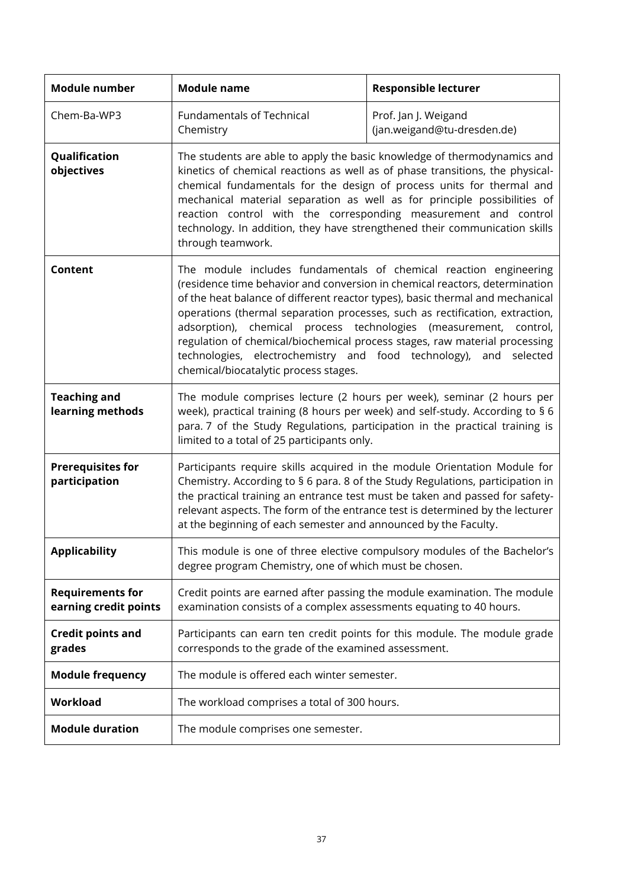| Module number | Module name | Responsible lecturer |
|---|---|---|
| Chem-Ba-WP3 | Fundamentals of Technical Chemistry | Prof. Jan J. Weigand (jan.weigand@tu-dresden.de) |
| **Qualification objectives** | The students are able to apply the basic knowledge of thermodynamics and kinetics of chemical reactions as well as of phase transitions, the physical-chemical fundamentals for the design of process units for thermal and mechanical material separation as well as for principle possibilities of reaction control with the corresponding measurement and control technology. In addition, they have strengthened their communication skills through teamwork. | |
| **Content** | The module includes fundamentals of chemical reaction engineering (residence time behavior and conversion in chemical reactors, determination of the heat balance of different reactor types), basic thermal and mechanical operations (thermal separation processes, such as rectification, extraction, adsorption), chemical process technologies (measurement, control, regulation of chemical/biochemical process stages, raw material processing technologies, electrochemistry and food technology), and selected chemical/biocatalytic process stages. | |
| **Teaching and learning methods** | The module comprises lecture (2 hours per week), seminar (2 hours per week), practical training (8 hours per week) and self-study. According to § 6 para. 7 of the Study Regulations, participation in the practical training is limited to a total of 25 participants only. | |
| **Prerequisites for participation** | Participants require skills acquired in the module Orientation Module for Chemistry. According to § 6 para. 8 of the Study Regulations, participation in the practical training an entrance test must be taken and passed for safety-relevant aspects. The form of the entrance test is determined by the lecturer at the beginning of each semester and announced by the Faculty. | |
| **Applicability** | This module is one of three elective compulsory modules of the Bachelor's degree program Chemistry, one of which must be chosen. | |
| **Requirements for earning credit points** | Credit points are earned after passing the module examination. The module examination consists of a complex assessments equating to 40 hours. | |
| **Credit points and grades** | Participants can earn ten credit points for this module. The module grade corresponds to the grade of the examined assessment. | |
| **Module frequency** | The module is offered each winter semester. | |
| **Workload** | The workload comprises a total of 300 hours. | |
| **Module duration** | The module comprises one semester. | |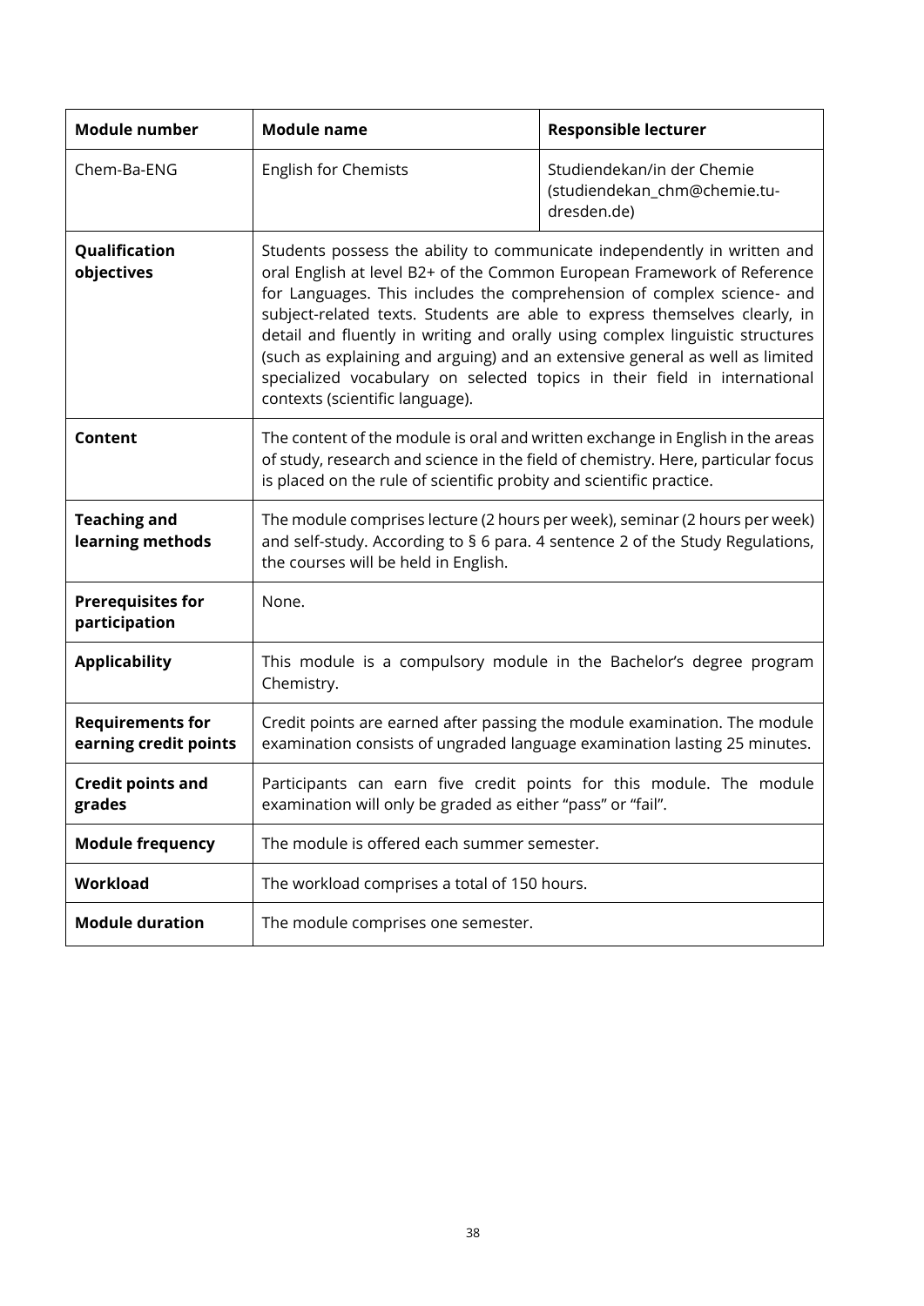| **Module number** | **Module name** | **Responsible lecturer** |
|---|---|---|
| Chem-Ba-ENG | English for Chemists | Studiendekan/in der Chemie (studiendekan_chm@chemie.tu-dresden.de) |
| **Qualification objectives** | Students possess the ability to communicate independently in written and oral English at level B2+ of the Common European Framework of Reference for Languages. This includes the comprehension of complex science- and subject-related texts. Students are able to express themselves clearly, in detail and fluently in writing and orally using complex linguistic structures (such as explaining and arguing) and an extensive general as well as limited specialized vocabulary on selected topics in their field in international contexts (scientific language). | |
| **Content** | The content of the module is oral and written exchange in English in the areas of study, research and science in the field of chemistry. Here, particular focus is placed on the rule of scientific probity and scientific practice. | |
| **Teaching and learning methods** | The module comprises lecture (2 hours per week), seminar (2 hours per week) and self-study. According to § 6 para. 4 sentence 2 of the Study Regulations, the courses will be held in English. | |
| **Prerequisites for participation** | None. | |
| **Applicability** | This module is a compulsory module in the Bachelor's degree program Chemistry. | |
| **Requirements for earning credit points** | Credit points are earned after passing the module examination. The module examination consists of ungraded language examination lasting 25 minutes. | |
| **Credit points and grades** | Participants can earn five credit points for this module. The module examination will only be graded as either "pass" or "fail". | |
| **Module frequency** | The module is offered each summer semester. | |
| **Workload** | The workload comprises a total of 150 hours. | |
| **Module duration** | The module comprises one semester. | |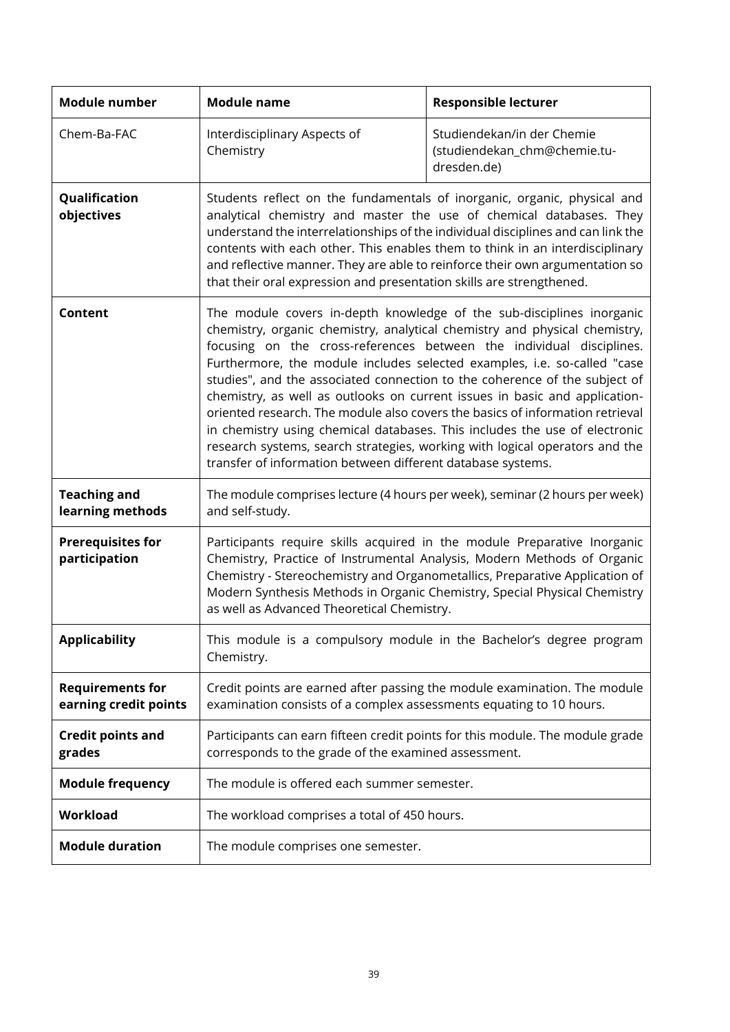| **Module number** | **Module name** | **Responsible lecturer** |
| --- | --- | --- |
| Chem-Ba-FAC | Interdisciplinary Aspects of Chemistry | Studiendekan/in der Chemie (studiendekan_chm@chemie.tu-dresden.de) |
| **Qualification objectives** | Students reflect on the fundamentals of inorganic, organic, physical and analytical chemistry and master the use of chemical databases. They understand the interrelationships of the individual disciplines and can link the contents with each other. This enables them to think in an interdisciplinary and reflective manner. They are able to reinforce their own argumentation so that their oral expression and presentation skills are strengthened. | |
| **Content** | The module covers in-depth knowledge of the sub-disciplines inorganic chemistry, organic chemistry, analytical chemistry and physical chemistry, focusing on the cross-references between the individual disciplines. Furthermore, the module includes selected examples, i.e. so-called "case studies", and the associated connection to the coherence of the subject of chemistry, as well as outlooks on current issues in basic and application-oriented research. The module also covers the basics of information retrieval in chemistry using chemical databases. This includes the use of electronic research systems, search strategies, working with logical operators and the transfer of information between different database systems. | |
| **Teaching and learning methods** | The module comprises lecture (4 hours per week), seminar (2 hours per week) and self-study. | |
| **Prerequisites for participation** | Participants require skills acquired in the module Preparative Inorganic Chemistry, Practice of Instrumental Analysis, Modern Methods of Organic Chemistry - Stereochemistry and Organometallics, Preparative Application of Modern Synthesis Methods in Organic Chemistry, Special Physical Chemistry as well as Advanced Theoretical Chemistry. | |
| **Applicability** | This module is a compulsory module in the Bachelor's degree program Chemistry. | |
| **Requirements for earning credit points** | Credit points are earned after passing the module examination. The module examination consists of a complex assessments equating to 10 hours. | |
| **Credit points and grades** | Participants can earn fifteen credit points for this module. The module grade corresponds to the grade of the examined assessment. | |
| **Module frequency** | The module is offered each summer semester. | |
| **Workload** | The workload comprises a total of 450 hours. | |
| **Module duration** | The module comprises one semester. | |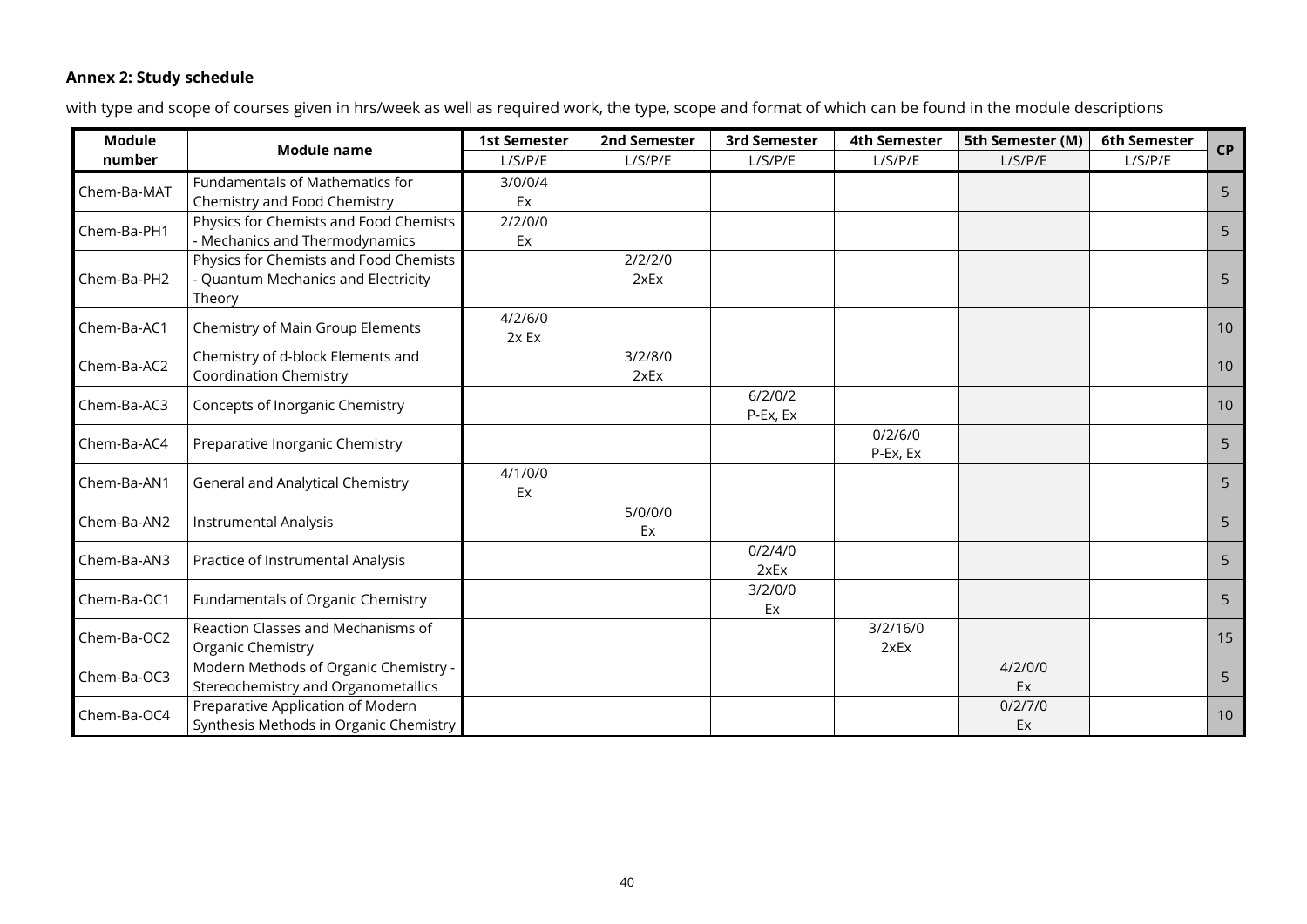**Annex 2: Study schedule**

with type and scope of courses given in hrs/week as well as required work, the type, scope and format of which can be found in the module descriptions

| Module number | Module name | 1st Semester | 2nd Semester | 3rd Semester | 4th Semester | 5th Semester (M) | 6th Semester | CP |
|---|---|---|---|---|---|---|---|---|
| | | L/S/P/E | L/S/P/E | L/S/P/E | L/S/P/E | L/S/P/E | L/S/P/E | |
| Chem-Ba-MAT | Fundamentals of Mathematics for Chemistry and Food Chemistry | 3/0/0/4 Ex | | | | | | 5 |
| Chem-Ba-PH1 | Physics for Chemists and Food Chemists - Mechanics and Thermodynamics | 2/2/0/0 Ex | | | | | | 5 |
| Chem-Ba-PH2 | Physics for Chemists and Food Chemists - Quantum Mechanics and Electricity Theory | | 2/2/2/0 2xEx | | | | | 5 |
| Chem-Ba-AC1 | Chemistry of Main Group Elements | 4/2/6/0 2x Ex | | | | | | 10 |
| Chem-Ba-AC2 | Chemistry of d-block Elements and Coordination Chemistry | | 3/2/8/0 2xEx | | | | | 10 |
| Chem-Ba-AC3 | Concepts of Inorganic Chemistry | | | 6/2/0/2 P-Ex, Ex | | | | 10 |
| Chem-Ba-AC4 | Preparative Inorganic Chemistry | | | | 0/2/6/0 P-Ex, Ex | | | 5 |
| Chem-Ba-AN1 | General and Analytical Chemistry | 4/1/0/0 Ex | | | | | | 5 |
| Chem-Ba-AN2 | Instrumental Analysis | | 5/0/0/0 Ex | | | | | 5 |
| Chem-Ba-AN3 | Practice of Instrumental Analysis | | | 0/2/4/0 2xEx | | | | 5 |
| Chem-Ba-OC1 | Fundamentals of Organic Chemistry | | | 3/2/0/0 Ex | | | | 5 |
| Chem-Ba-OC2 | Reaction Classes and Mechanisms of Organic Chemistry | | | | 3/2/16/0 2xEx | | | 15 |
| Chem-Ba-OC3 | Modern Methods of Organic Chemistry - Stereochemistry and Organometallics | | | | | 4/2/0/0 Ex | | 5 |
| Chem-Ba-OC4 | Preparative Application of Modern Synthesis Methods in Organic Chemistry | | | | | 0/2/7/0 Ex | | 10 |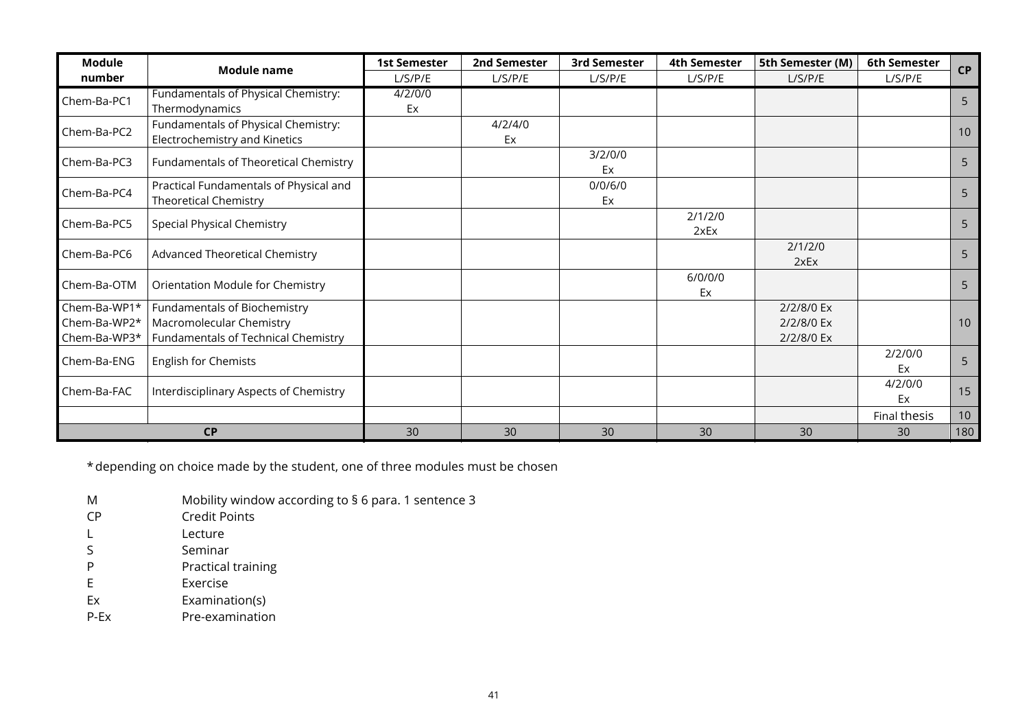| Module number | Module name | 1st Semester | 2nd Semester | 3rd Semester | 4th Semester | 5th Semester (M) | 6th Semester | CP |
|---|---|---|---|---|---|---|---|---|
| | | L/S/P/E | L/S/P/E | L/S/P/E | L/S/P/E | L/S/P/E | L/S/P/E | |
| Chem-Ba-PC1 | Fundamentals of Physical Chemistry: Thermodynamics | 4/2/0/0 Ex | | | | | | 5 |
| Chem-Ba-PC2 | Fundamentals of Physical Chemistry: Electrochemistry and Kinetics | | 4/2/4/0 Ex | | | | | 10 |
| Chem-Ba-PC3 | Fundamentals of Theoretical Chemistry | | | 3/2/0/0 Ex | | | | 5 |
| Chem-Ba-PC4 | Practical Fundamentals of Physical and Theoretical Chemistry | | | 0/0/6/0 Ex | | | | 5 |
| Chem-Ba-PC5 | Special Physical Chemistry | | | | 2/1/2/0 2xEx | | | 5 |
| Chem-Ba-PC6 | Advanced Theoretical Chemistry | | | | | 2/1/2/0 2xEx | | 5 |
| Chem-Ba-OTM | Orientation Module for Chemistry | | | | 6/0/0/0 Ex | | | 5 |
| Chem-Ba-WP1* Chem-Ba-WP2* Chem-Ba-WP3* | Fundamentals of Biochemistry Macromolecular Chemistry Fundamentals of Technical Chemistry | | | | | 2/2/8/0 Ex 2/2/8/0 Ex 2/2/8/0 Ex | | 10 |
| Chem-Ba-ENG | English for Chemists | | | | | | 2/2/0/0 Ex | 5 |
| Chem-Ba-FAC | Interdisciplinary Aspects of Chemistry | | | | | | 4/2/0/0 Ex | 15 |
| | | | | | | | Final thesis | 10 |
| **CP** | | 30 | 30 | 30 | 30 | 30 | 30 | 180 |

* depending on choice made by the student, one of three modules must be chosen

| | |
|---|---|
| M | Mobility window according to § 6 para. 1 sentence 3 |
| CP | Credit Points |
| L | Lecture |
| S | Seminar |
| P | Practical training |
| E | Exercise |
| Ex | Examination(s) |
| P-Ex | Pre-examination |